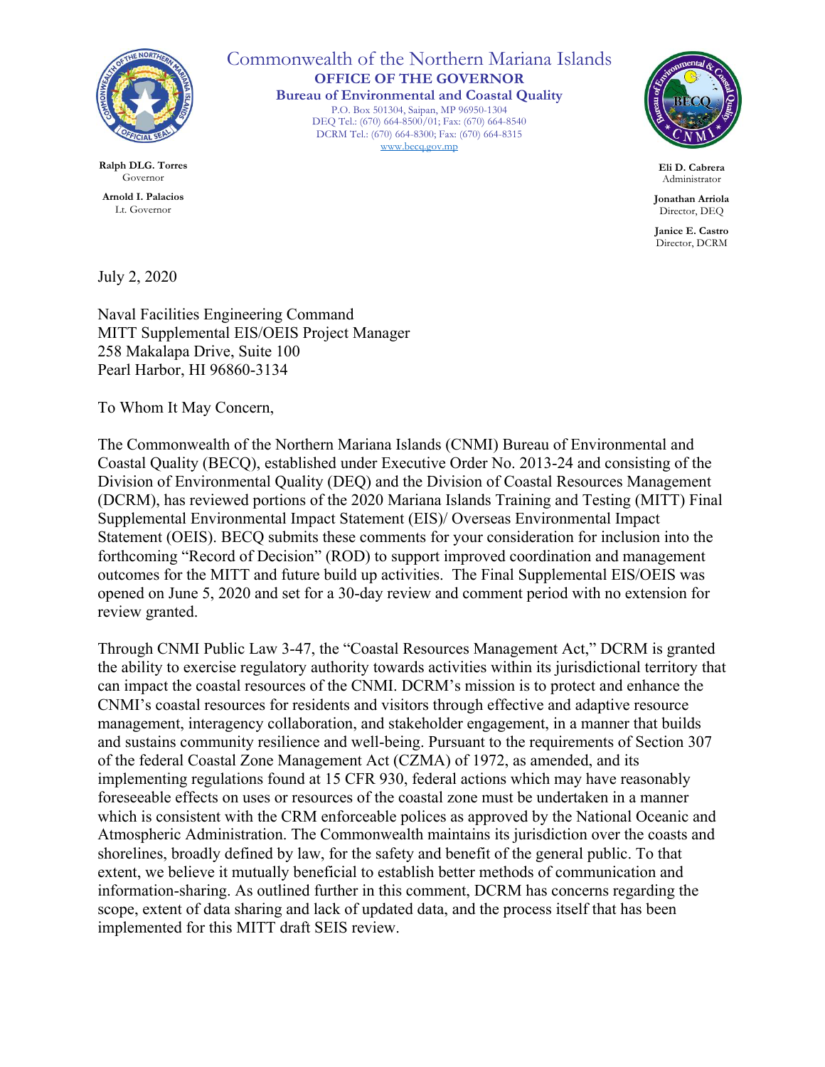Commonwealth of the Northern Mariana Islands
**OFFICE OF THE GOVERNOR**
**Bureau of Environmental and Coastal Quality**
P.O. Box 501304, Saipan, MP 96950-1304
DEQ Tel.: (670) 664-8500/01; Fax: (670) 664-8540
DCRM Tel.: (670) 664-8300; Fax: (670) 664-8315
www.becq.gov.mp

**Ralph DLG. Torres**
Governor

**Arnold I. Palacios**
Lt. Governor

**Eli D. Cabrera**
Administrator

**Jonathan Arriola**
Director, DEQ

**Janice E. Castro**
Director, DCRM

July 2, 2020

Naval Facilities Engineering Command
MITT Supplemental EIS/OEIS Project Manager
258 Makalapa Drive, Suite 100
Pearl Harbor, HI 96860-3134

To Whom It May Concern,

The Commonwealth of the Northern Mariana Islands (CNMI) Bureau of Environmental and Coastal Quality (BECQ), established under Executive Order No. 2013-24 and consisting of the Division of Environmental Quality (DEQ) and the Division of Coastal Resources Management (DCRM), has reviewed portions of the 2020 Mariana Islands Training and Testing (MITT) Final Supplemental Environmental Impact Statement (EIS)/ Overseas Environmental Impact Statement (OEIS). BECQ submits these comments for your consideration for inclusion into the forthcoming "Record of Decision" (ROD) to support improved coordination and management outcomes for the MITT and future build up activities. The Final Supplemental EIS/OEIS was opened on June 5, 2020 and set for a 30-day review and comment period with no extension for review granted.

Through CNMI Public Law 3-47, the "Coastal Resources Management Act," DCRM is granted the ability to exercise regulatory authority towards activities within its jurisdictional territory that can impact the coastal resources of the CNMI. DCRM's mission is to protect and enhance the CNMI's coastal resources for residents and visitors through effective and adaptive resource management, interagency collaboration, and stakeholder engagement, in a manner that builds and sustains community resilience and well-being. Pursuant to the requirements of Section 307 of the federal Coastal Zone Management Act (CZMA) of 1972, as amended, and its implementing regulations found at 15 CFR 930, federal actions which may have reasonably foreseeable effects on uses or resources of the coastal zone must be undertaken in a manner which is consistent with the CRM enforceable polices as approved by the National Oceanic and Atmospheric Administration. The Commonwealth maintains its jurisdiction over the coasts and shorelines, broadly defined by law, for the safety and benefit of the general public. To that extent, we believe it mutually beneficial to establish better methods of communication and information-sharing. As outlined further in this comment, DCRM has concerns regarding the scope, extent of data sharing and lack of updated data, and the process itself that has been implemented for this MITT draft SEIS review.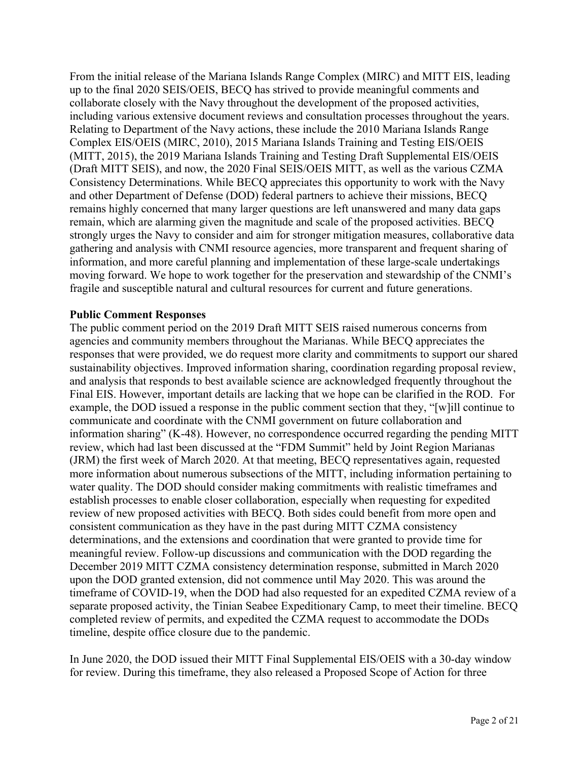From the initial release of the Mariana Islands Range Complex (MIRC) and MITT EIS, leading up to the final 2020 SEIS/OEIS, BECQ has strived to provide meaningful comments and collaborate closely with the Navy throughout the development of the proposed activities, including various extensive document reviews and consultation processes throughout the years. Relating to Department of the Navy actions, these include the 2010 Mariana Islands Range Complex EIS/OEIS (MIRC, 2010), 2015 Mariana Islands Training and Testing EIS/OEIS (MITT, 2015), the 2019 Mariana Islands Training and Testing Draft Supplemental EIS/OEIS (Draft MITT SEIS), and now, the 2020 Final SEIS/OEIS MITT, as well as the various CZMA Consistency Determinations. While BECQ appreciates this opportunity to work with the Navy and other Department of Defense (DOD) federal partners to achieve their missions, BECQ remains highly concerned that many larger questions are left unanswered and many data gaps remain, which are alarming given the magnitude and scale of the proposed activities. BECQ strongly urges the Navy to consider and aim for stronger mitigation measures, collaborative data gathering and analysis with CNMI resource agencies, more transparent and frequent sharing of information, and more careful planning and implementation of these large-scale undertakings moving forward. We hope to work together for the preservation and stewardship of the CNMI's fragile and susceptible natural and cultural resources for current and future generations.

**Public Comment Responses**

The public comment period on the 2019 Draft MITT SEIS raised numerous concerns from agencies and community members throughout the Marianas. While BECQ appreciates the responses that were provided, we do request more clarity and commitments to support our shared sustainability objectives. Improved information sharing, coordination regarding proposal review, and analysis that responds to best available science are acknowledged frequently throughout the Final EIS. However, important details are lacking that we hope can be clarified in the ROD. For example, the DOD issued a response in the public comment section that they, "[w]ill continue to communicate and coordinate with the CNMI government on future collaboration and information sharing" (K-48). However, no correspondence occurred regarding the pending MITT review, which had last been discussed at the "FDM Summit" held by Joint Region Marianas (JRM) the first week of March 2020. At that meeting, BECQ representatives again, requested more information about numerous subsections of the MITT, including information pertaining to water quality. The DOD should consider making commitments with realistic timeframes and establish processes to enable closer collaboration, especially when requesting for expedited review of new proposed activities with BECQ. Both sides could benefit from more open and consistent communication as they have in the past during MITT CZMA consistency determinations, and the extensions and coordination that were granted to provide time for meaningful review. Follow-up discussions and communication with the DOD regarding the December 2019 MITT CZMA consistency determination response, submitted in March 2020 upon the DOD granted extension, did not commence until May 2020. This was around the timeframe of COVID-19, when the DOD had also requested for an expedited CZMA review of a separate proposed activity, the Tinian Seabee Expeditionary Camp, to meet their timeline. BECQ completed review of permits, and expedited the CZMA request to accommodate the DODs timeline, despite office closure due to the pandemic.

In June 2020, the DOD issued their MITT Final Supplemental EIS/OEIS with a 30-day window for review. During this timeframe, they also released a Proposed Scope of Action for three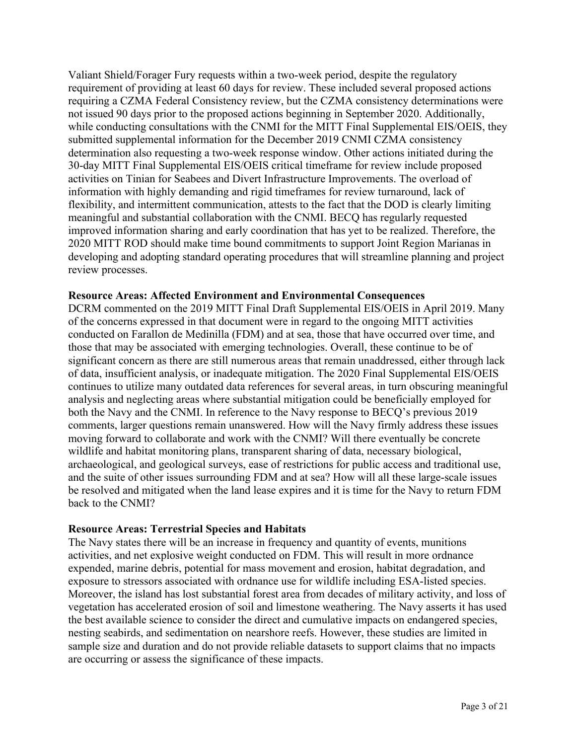Valiant Shield/Forager Fury requests within a two-week period, despite the regulatory requirement of providing at least 60 days for review. These included several proposed actions requiring a CZMA Federal Consistency review, but the CZMA consistency determinations were not issued 90 days prior to the proposed actions beginning in September 2020. Additionally, while conducting consultations with the CNMI for the MITT Final Supplemental EIS/OEIS, they submitted supplemental information for the December 2019 CNMI CZMA consistency determination also requesting a two-week response window. Other actions initiated during the 30-day MITT Final Supplemental EIS/OEIS critical timeframe for review include proposed activities on Tinian for Seabees and Divert Infrastructure Improvements. The overload of information with highly demanding and rigid timeframes for review turnaround, lack of flexibility, and intermittent communication, attests to the fact that the DOD is clearly limiting meaningful and substantial collaboration with the CNMI. BECQ has regularly requested improved information sharing and early coordination that has yet to be realized. Therefore, the 2020 MITT ROD should make time bound commitments to support Joint Region Marianas in developing and adopting standard operating procedures that will streamline planning and project review processes.

**Resource Areas: Affected Environment and Environmental Consequences**

DCRM commented on the 2019 MITT Final Draft Supplemental EIS/OEIS in April 2019. Many of the concerns expressed in that document were in regard to the ongoing MITT activities conducted on Farallon de Medinilla (FDM) and at sea, those that have occurred over time, and those that may be associated with emerging technologies. Overall, these continue to be of significant concern as there are still numerous areas that remain unaddressed, either through lack of data, insufficient analysis, or inadequate mitigation. The 2020 Final Supplemental EIS/OEIS continues to utilize many outdated data references for several areas, in turn obscuring meaningful analysis and neglecting areas where substantial mitigation could be beneficially employed for both the Navy and the CNMI. In reference to the Navy response to BECQ's previous 2019 comments, larger questions remain unanswered. How will the Navy firmly address these issues moving forward to collaborate and work with the CNMI? Will there eventually be concrete wildlife and habitat monitoring plans, transparent sharing of data, necessary biological, archaeological, and geological surveys, ease of restrictions for public access and traditional use, and the suite of other issues surrounding FDM and at sea? How will all these large-scale issues be resolved and mitigated when the land lease expires and it is time for the Navy to return FDM back to the CNMI?

**Resource Areas: Terrestrial Species and Habitats**

The Navy states there will be an increase in frequency and quantity of events, munitions activities, and net explosive weight conducted on FDM. This will result in more ordnance expended, marine debris, potential for mass movement and erosion, habitat degradation, and exposure to stressors associated with ordnance use for wildlife including ESA-listed species. Moreover, the island has lost substantial forest area from decades of military activity, and loss of vegetation has accelerated erosion of soil and limestone weathering. The Navy asserts it has used the best available science to consider the direct and cumulative impacts on endangered species, nesting seabirds, and sedimentation on nearshore reefs. However, these studies are limited in sample size and duration and do not provide reliable datasets to support claims that no impacts are occurring or assess the significance of these impacts.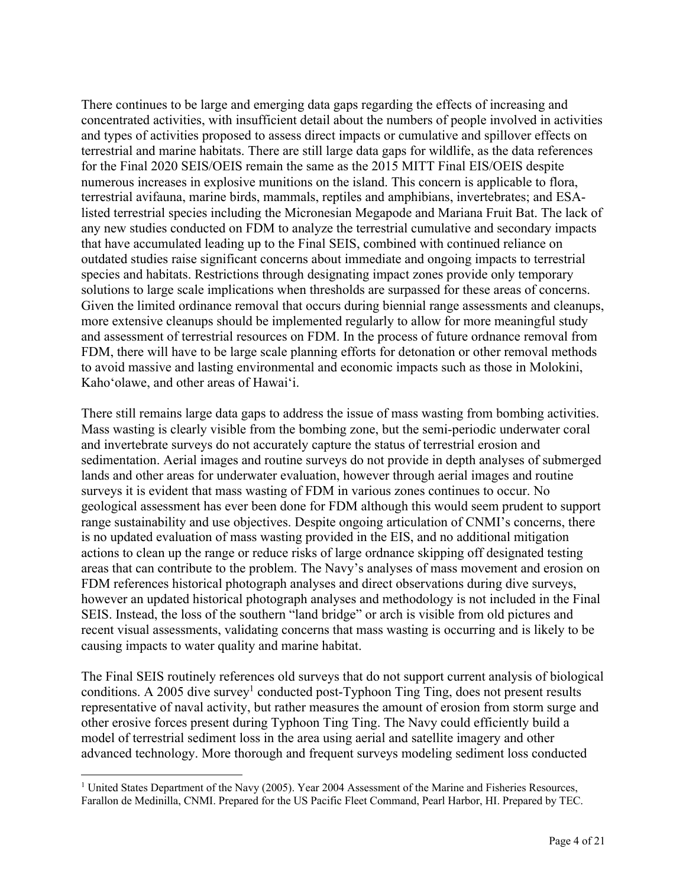There continues to be large and emerging data gaps regarding the effects of increasing and concentrated activities, with insufficient detail about the numbers of people involved in activities and types of activities proposed to assess direct impacts or cumulative and spillover effects on terrestrial and marine habitats. There are still large data gaps for wildlife, as the data references for the Final 2020 SEIS/OEIS remain the same as the 2015 MITT Final EIS/OEIS despite numerous increases in explosive munitions on the island. This concern is applicable to flora, terrestrial avifauna, marine birds, mammals, reptiles and amphibians, invertebrates; and ESA-listed terrestrial species including the Micronesian Megapode and Mariana Fruit Bat. The lack of any new studies conducted on FDM to analyze the terrestrial cumulative and secondary impacts that have accumulated leading up to the Final SEIS, combined with continued reliance on outdated studies raise significant concerns about immediate and ongoing impacts to terrestrial species and habitats. Restrictions through designating impact zones provide only temporary solutions to large scale implications when thresholds are surpassed for these areas of concerns. Given the limited ordinance removal that occurs during biennial range assessments and cleanups, more extensive cleanups should be implemented regularly to allow for more meaningful study and assessment of terrestrial resources on FDM. In the process of future ordnance removal from FDM, there will have to be large scale planning efforts for detonation or other removal methods to avoid massive and lasting environmental and economic impacts such as those in Molokini, Kahoʻolawe, and other areas of Hawaiʻi.

There still remains large data gaps to address the issue of mass wasting from bombing activities. Mass wasting is clearly visible from the bombing zone, but the semi-periodic underwater coral and invertebrate surveys do not accurately capture the status of terrestrial erosion and sedimentation. Aerial images and routine surveys do not provide in depth analyses of submerged lands and other areas for underwater evaluation, however through aerial images and routine surveys it is evident that mass wasting of FDM in various zones continues to occur. No geological assessment has ever been done for FDM although this would seem prudent to support range sustainability and use objectives. Despite ongoing articulation of CNMI's concerns, there is no updated evaluation of mass wasting provided in the EIS, and no additional mitigation actions to clean up the range or reduce risks of large ordnance skipping off designated testing areas that can contribute to the problem. The Navy's analyses of mass movement and erosion on FDM references historical photograph analyses and direct observations during dive surveys, however an updated historical photograph analyses and methodology is not included in the Final SEIS. Instead, the loss of the southern "land bridge" or arch is visible from old pictures and recent visual assessments, validating concerns that mass wasting is occurring and is likely to be causing impacts to water quality and marine habitat.

The Final SEIS routinely references old surveys that do not support current analysis of biological conditions. A 2005 dive survey[1] conducted post-Typhoon Ting Ting, does not present results representative of naval activity, but rather measures the amount of erosion from storm surge and other erosive forces present during Typhoon Ting Ting. The Navy could efficiently build a model of terrestrial sediment loss in the area using aerial and satellite imagery and other advanced technology. More thorough and frequent surveys modeling sediment loss conducted

[1] United States Department of the Navy (2005). Year 2004 Assessment of the Marine and Fisheries Resources, Farallon de Medinilla, CNMI. Prepared for the US Pacific Fleet Command, Pearl Harbor, HI. Prepared by TEC.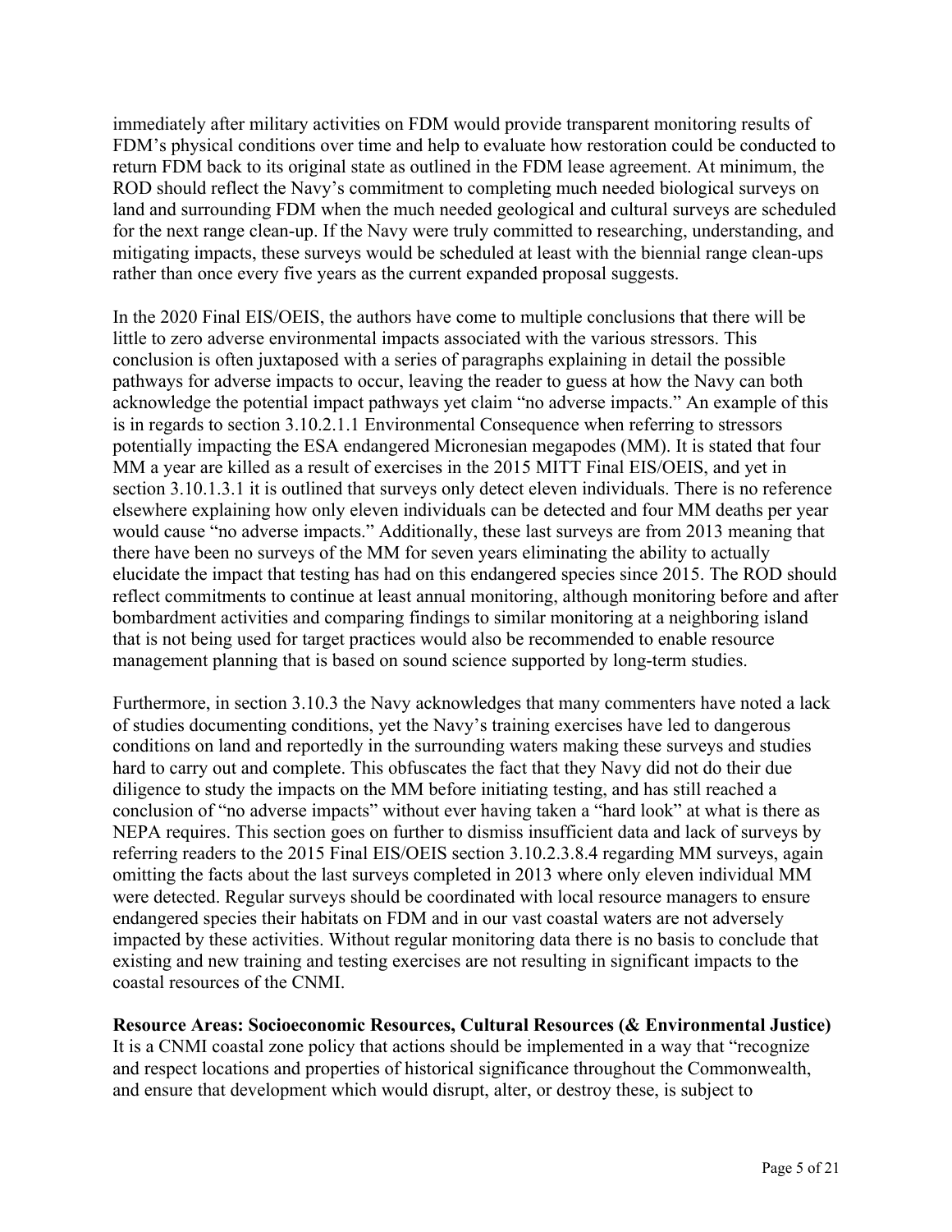immediately after military activities on FDM would provide transparent monitoring results of FDM's physical conditions over time and help to evaluate how restoration could be conducted to return FDM back to its original state as outlined in the FDM lease agreement. At minimum, the ROD should reflect the Navy's commitment to completing much needed biological surveys on land and surrounding FDM when the much needed geological and cultural surveys are scheduled for the next range clean-up. If the Navy were truly committed to researching, understanding, and mitigating impacts, these surveys would be scheduled at least with the biennial range clean-ups rather than once every five years as the current expanded proposal suggests.

In the 2020 Final EIS/OEIS, the authors have come to multiple conclusions that there will be little to zero adverse environmental impacts associated with the various stressors. This conclusion is often juxtaposed with a series of paragraphs explaining in detail the possible pathways for adverse impacts to occur, leaving the reader to guess at how the Navy can both acknowledge the potential impact pathways yet claim "no adverse impacts." An example of this is in regards to section 3.10.2.1.1 Environmental Consequence when referring to stressors potentially impacting the ESA endangered Micronesian megapodes (MM). It is stated that four MM a year are killed as a result of exercises in the 2015 MITT Final EIS/OEIS, and yet in section 3.10.1.3.1 it is outlined that surveys only detect eleven individuals. There is no reference elsewhere explaining how only eleven individuals can be detected and four MM deaths per year would cause "no adverse impacts." Additionally, these last surveys are from 2013 meaning that there have been no surveys of the MM for seven years eliminating the ability to actually elucidate the impact that testing has had on this endangered species since 2015. The ROD should reflect commitments to continue at least annual monitoring, although monitoring before and after bombardment activities and comparing findings to similar monitoring at a neighboring island that is not being used for target practices would also be recommended to enable resource management planning that is based on sound science supported by long-term studies.

Furthermore, in section 3.10.3 the Navy acknowledges that many commenters have noted a lack of studies documenting conditions, yet the Navy's training exercises have led to dangerous conditions on land and reportedly in the surrounding waters making these surveys and studies hard to carry out and complete. This obfuscates the fact that they Navy did not do their due diligence to study the impacts on the MM before initiating testing, and has still reached a conclusion of "no adverse impacts" without ever having taken a "hard look" at what is there as NEPA requires. This section goes on further to dismiss insufficient data and lack of surveys by referring readers to the 2015 Final EIS/OEIS section 3.10.2.3.8.4 regarding MM surveys, again omitting the facts about the last surveys completed in 2013 where only eleven individual MM were detected. Regular surveys should be coordinated with local resource managers to ensure endangered species their habitats on FDM and in our vast coastal waters are not adversely impacted by these activities. Without regular monitoring data there is no basis to conclude that existing and new training and testing exercises are not resulting in significant impacts to the coastal resources of the CNMI.

**Resource Areas: Socioeconomic Resources, Cultural Resources (& Environmental Justice)**
It is a CNMI coastal zone policy that actions should be implemented in a way that "recognize and respect locations and properties of historical significance throughout the Commonwealth, and ensure that development which would disrupt, alter, or destroy these, is subject to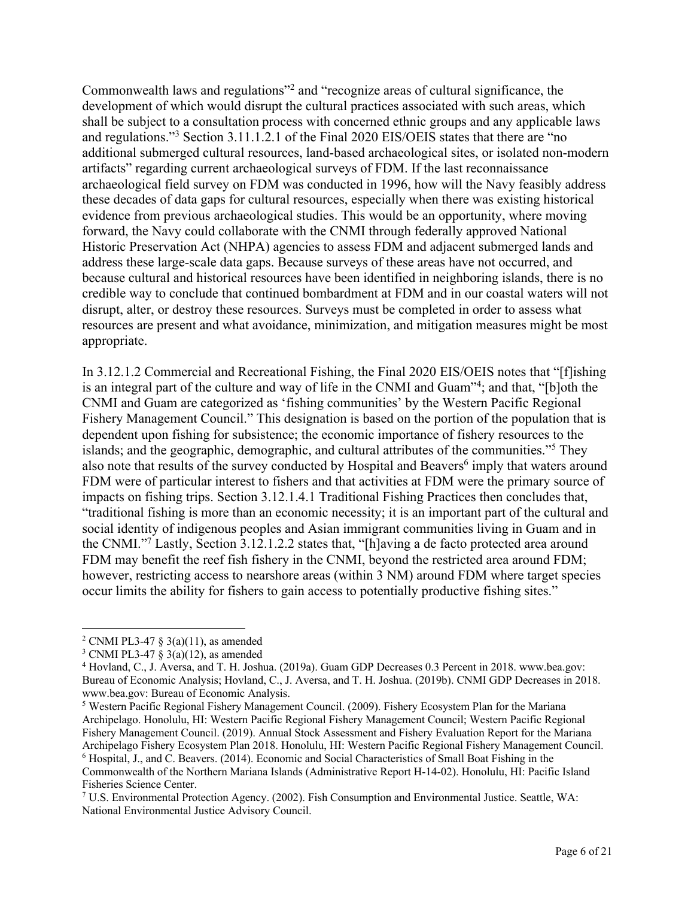Commonwealth laws and regulations"[2] and "recognize areas of cultural significance, the development of which would disrupt the cultural practices associated with such areas, which shall be subject to a consultation process with concerned ethnic groups and any applicable laws and regulations."[3] Section 3.11.1.2.1 of the Final 2020 EIS/OEIS states that there are "no additional submerged cultural resources, land-based archaeological sites, or isolated non-modern artifacts" regarding current archaeological surveys of FDM. If the last reconnaissance archaeological field survey on FDM was conducted in 1996, how will the Navy feasibly address these decades of data gaps for cultural resources, especially when there was existing historical evidence from previous archaeological studies. This would be an opportunity, where moving forward, the Navy could collaborate with the CNMI through federally approved National Historic Preservation Act (NHPA) agencies to assess FDM and adjacent submerged lands and address these large-scale data gaps. Because surveys of these areas have not occurred, and because cultural and historical resources have been identified in neighboring islands, there is no credible way to conclude that continued bombardment at FDM and in our coastal waters will not disrupt, alter, or destroy these resources. Surveys must be completed in order to assess what resources are present and what avoidance, minimization, and mitigation measures might be most appropriate.

In 3.12.1.2 Commercial and Recreational Fishing, the Final 2020 EIS/OEIS notes that "[f]ishing is an integral part of the culture and way of life in the CNMI and Guam"[4]; and that, "[b]oth the CNMI and Guam are categorized as 'fishing communities' by the Western Pacific Regional Fishery Management Council." This designation is based on the portion of the population that is dependent upon fishing for subsistence; the economic importance of fishery resources to the islands; and the geographic, demographic, and cultural attributes of the communities."[5] They also note that results of the survey conducted by Hospital and Beavers[6] imply that waters around FDM were of particular interest to fishers and that activities at FDM were the primary source of impacts on fishing trips. Section 3.12.1.4.1 Traditional Fishing Practices then concludes that, "traditional fishing is more than an economic necessity; it is an important part of the cultural and social identity of indigenous peoples and Asian immigrant communities living in Guam and in the CNMI."[7] Lastly, Section 3.12.1.2.2 states that, "[h]aving a de facto protected area around FDM may benefit the reef fish fishery in the CNMI, beyond the restricted area around FDM; however, restricting access to nearshore areas (within 3 NM) around FDM where target species occur limits the ability for fishers to gain access to potentially productive fishing sites."

---

[2] CNMI PL3-47 § 3(a)(11), as amended

[3] CNMI PL3-47 § 3(a)(12), as amended

[4] Hovland, C., J. Aversa, and T. H. Joshua. (2019a). Guam GDP Decreases 0.3 Percent in 2018. www.bea.gov: Bureau of Economic Analysis; Hovland, C., J. Aversa, and T. H. Joshua. (2019b). CNMI GDP Decreases in 2018. www.bea.gov: Bureau of Economic Analysis.

[5] Western Pacific Regional Fishery Management Council. (2009). Fishery Ecosystem Plan for the Mariana Archipelago. Honolulu, HI: Western Pacific Regional Fishery Management Council; Western Pacific Regional Fishery Management Council. (2019). Annual Stock Assessment and Fishery Evaluation Report for the Mariana Archipelago Fishery Ecosystem Plan 2018. Honolulu, HI: Western Pacific Regional Fishery Management Council.

[6] Hospital, J., and C. Beavers. (2014). Economic and Social Characteristics of Small Boat Fishing in the Commonwealth of the Northern Mariana Islands (Administrative Report H-14-02). Honolulu, HI: Pacific Island Fisheries Science Center.

[7] U.S. Environmental Protection Agency. (2002). Fish Consumption and Environmental Justice. Seattle, WA: National Environmental Justice Advisory Council.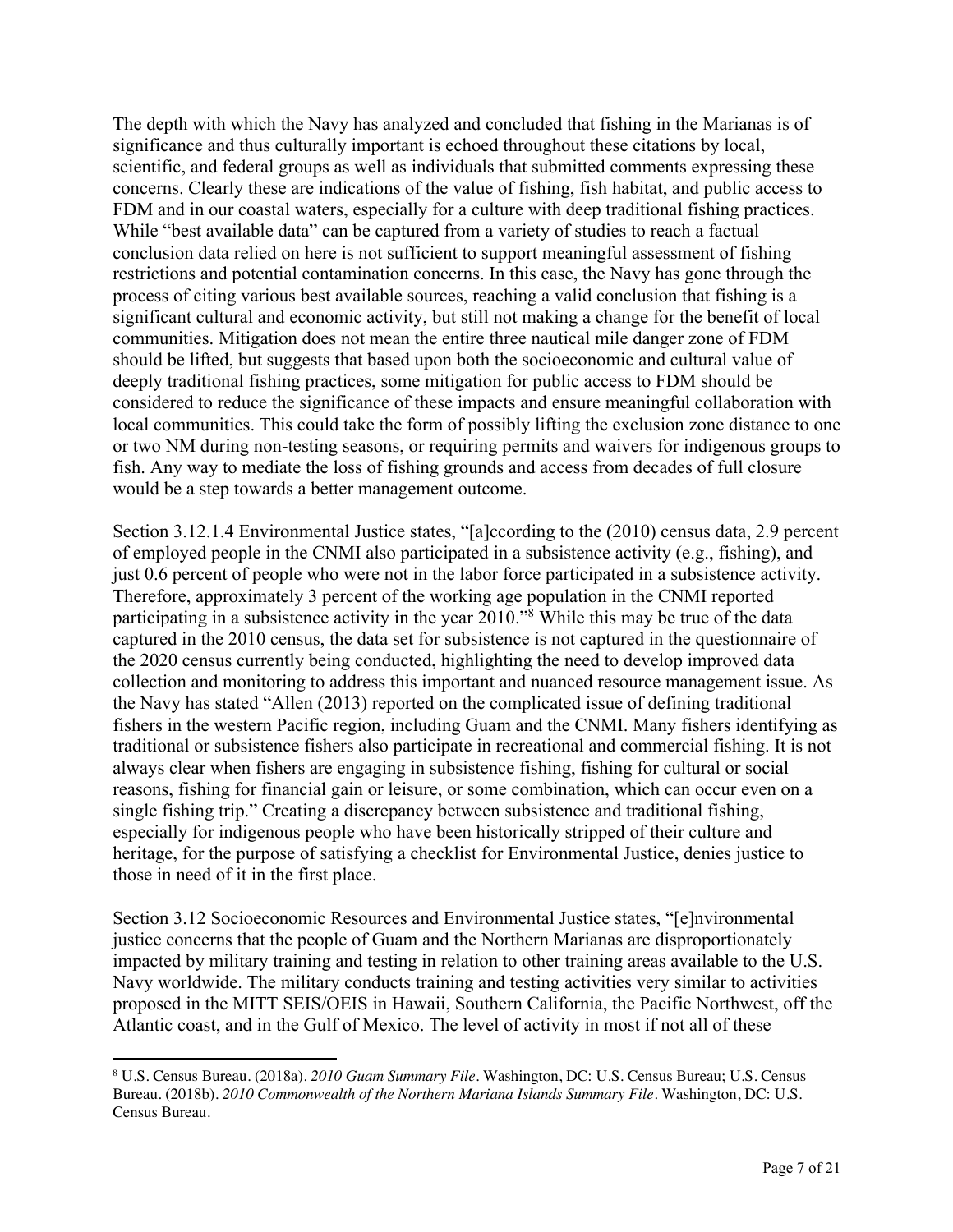The depth with which the Navy has analyzed and concluded that fishing in the Marianas is of significance and thus culturally important is echoed throughout these citations by local, scientific, and federal groups as well as individuals that submitted comments expressing these concerns. Clearly these are indications of the value of fishing, fish habitat, and public access to FDM and in our coastal waters, especially for a culture with deep traditional fishing practices. While "best available data" can be captured from a variety of studies to reach a factual conclusion data relied on here is not sufficient to support meaningful assessment of fishing restrictions and potential contamination concerns. In this case, the Navy has gone through the process of citing various best available sources, reaching a valid conclusion that fishing is a significant cultural and economic activity, but still not making a change for the benefit of local communities. Mitigation does not mean the entire three nautical mile danger zone of FDM should be lifted, but suggests that based upon both the socioeconomic and cultural value of deeply traditional fishing practices, some mitigation for public access to FDM should be considered to reduce the significance of these impacts and ensure meaningful collaboration with local communities. This could take the form of possibly lifting the exclusion zone distance to one or two NM during non-testing seasons, or requiring permits and waivers for indigenous groups to fish. Any way to mediate the loss of fishing grounds and access from decades of full closure would be a step towards a better management outcome.

Section 3.12.1.4 Environmental Justice states, "[a]ccording to the (2010) census data, 2.9 percent of employed people in the CNMI also participated in a subsistence activity (e.g., fishing), and just 0.6 percent of people who were not in the labor force participated in a subsistence activity. Therefore, approximately 3 percent of the working age population in the CNMI reported participating in a subsistence activity in the year 2010."[8] While this may be true of the data captured in the 2010 census, the data set for subsistence is not captured in the questionnaire of the 2020 census currently being conducted, highlighting the need to develop improved data collection and monitoring to address this important and nuanced resource management issue. As the Navy has stated "Allen (2013) reported on the complicated issue of defining traditional fishers in the western Pacific region, including Guam and the CNMI. Many fishers identifying as traditional or subsistence fishers also participate in recreational and commercial fishing. It is not always clear when fishers are engaging in subsistence fishing, fishing for cultural or social reasons, fishing for financial gain or leisure, or some combination, which can occur even on a single fishing trip." Creating a discrepancy between subsistence and traditional fishing, especially for indigenous people who have been historically stripped of their culture and heritage, for the purpose of satisfying a checklist for Environmental Justice, denies justice to those in need of it in the first place.

Section 3.12 Socioeconomic Resources and Environmental Justice states, "[e]nvironmental justice concerns that the people of Guam and the Northern Marianas are disproportionately impacted by military training and testing in relation to other training areas available to the U.S. Navy worldwide. The military conducts training and testing activities very similar to activities proposed in the MITT SEIS/OEIS in Hawaii, Southern California, the Pacific Northwest, off the Atlantic coast, and in the Gulf of Mexico. The level of activity in most if not all of these

---

[8] U.S. Census Bureau. (2018a). *2010 Guam Summary File*. Washington, DC: U.S. Census Bureau; U.S. Census Bureau. (2018b). *2010 Commonwealth of the Northern Mariana Islands Summary File*. Washington, DC: U.S. Census Bureau.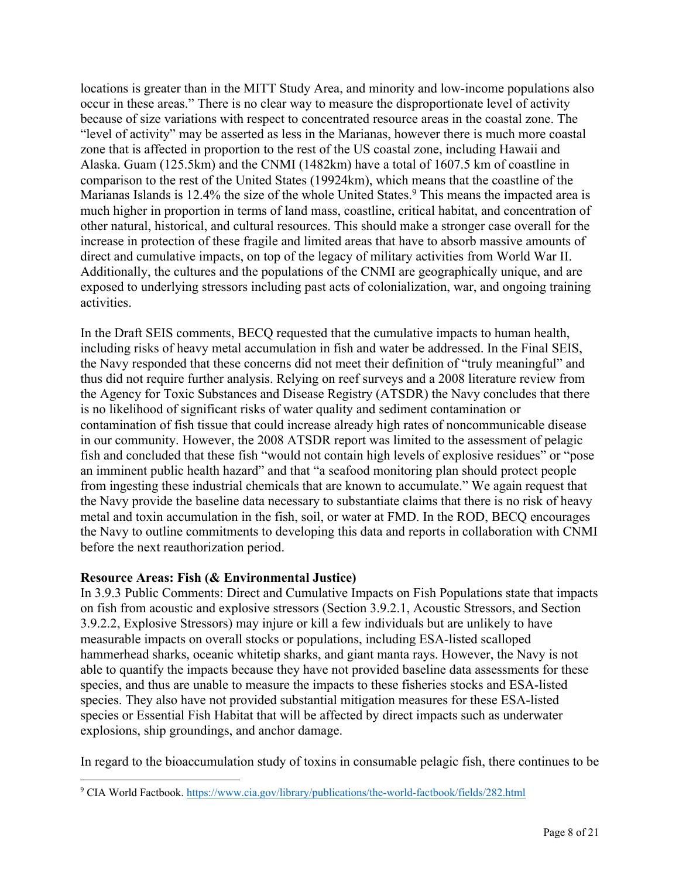locations is greater than in the MITT Study Area, and minority and low-income populations also occur in these areas." There is no clear way to measure the disproportionate level of activity because of size variations with respect to concentrated resource areas in the coastal zone. The "level of activity" may be asserted as less in the Marianas, however there is much more coastal zone that is affected in proportion to the rest of the US coastal zone, including Hawaii and Alaska. Guam (125.5km) and the CNMI (1482km) have a total of 1607.5 km of coastline in comparison to the rest of the United States (19924km), which means that the coastline of the Marianas Islands is 12.4% the size of the whole United States.[9] This means the impacted area is much higher in proportion in terms of land mass, coastline, critical habitat, and concentration of other natural, historical, and cultural resources. This should make a stronger case overall for the increase in protection of these fragile and limited areas that have to absorb massive amounts of direct and cumulative impacts, on top of the legacy of military activities from World War II. Additionally, the cultures and the populations of the CNMI are geographically unique, and are exposed to underlying stressors including past acts of colonialization, war, and ongoing training activities.

In the Draft SEIS comments, BECQ requested that the cumulative impacts to human health, including risks of heavy metal accumulation in fish and water be addressed. In the Final SEIS, the Navy responded that these concerns did not meet their definition of "truly meaningful" and thus did not require further analysis. Relying on reef surveys and a 2008 literature review from the Agency for Toxic Substances and Disease Registry (ATSDR) the Navy concludes that there is no likelihood of significant risks of water quality and sediment contamination or contamination of fish tissue that could increase already high rates of noncommunicable disease in our community. However, the 2008 ATSDR report was limited to the assessment of pelagic fish and concluded that these fish "would not contain high levels of explosive residues" or "pose an imminent public health hazard" and that "a seafood monitoring plan should protect people from ingesting these industrial chemicals that are known to accumulate." We again request that the Navy provide the baseline data necessary to substantiate claims that there is no risk of heavy metal and toxin accumulation in the fish, soil, or water at FMD. In the ROD, BECQ encourages the Navy to outline commitments to developing this data and reports in collaboration with CNMI before the next reauthorization period.

**Resource Areas: Fish (& Environmental Justice)**

In 3.9.3 Public Comments: Direct and Cumulative Impacts on Fish Populations state that impacts on fish from acoustic and explosive stressors (Section 3.9.2.1, Acoustic Stressors, and Section 3.9.2.2, Explosive Stressors) may injure or kill a few individuals but are unlikely to have measurable impacts on overall stocks or populations, including ESA-listed scalloped hammerhead sharks, oceanic whitetip sharks, and giant manta rays. However, the Navy is not able to quantify the impacts because they have not provided baseline data assessments for these species, and thus are unable to measure the impacts to these fisheries stocks and ESA-listed species. They also have not provided substantial mitigation measures for these ESA-listed species or Essential Fish Habitat that will be affected by direct impacts such as underwater explosions, ship groundings, and anchor damage.

In regard to the bioaccumulation study of toxins in consumable pelagic fish, there continues to be

[9] CIA World Factbook. https://www.cia.gov/library/publications/the-world-factbook/fields/282.html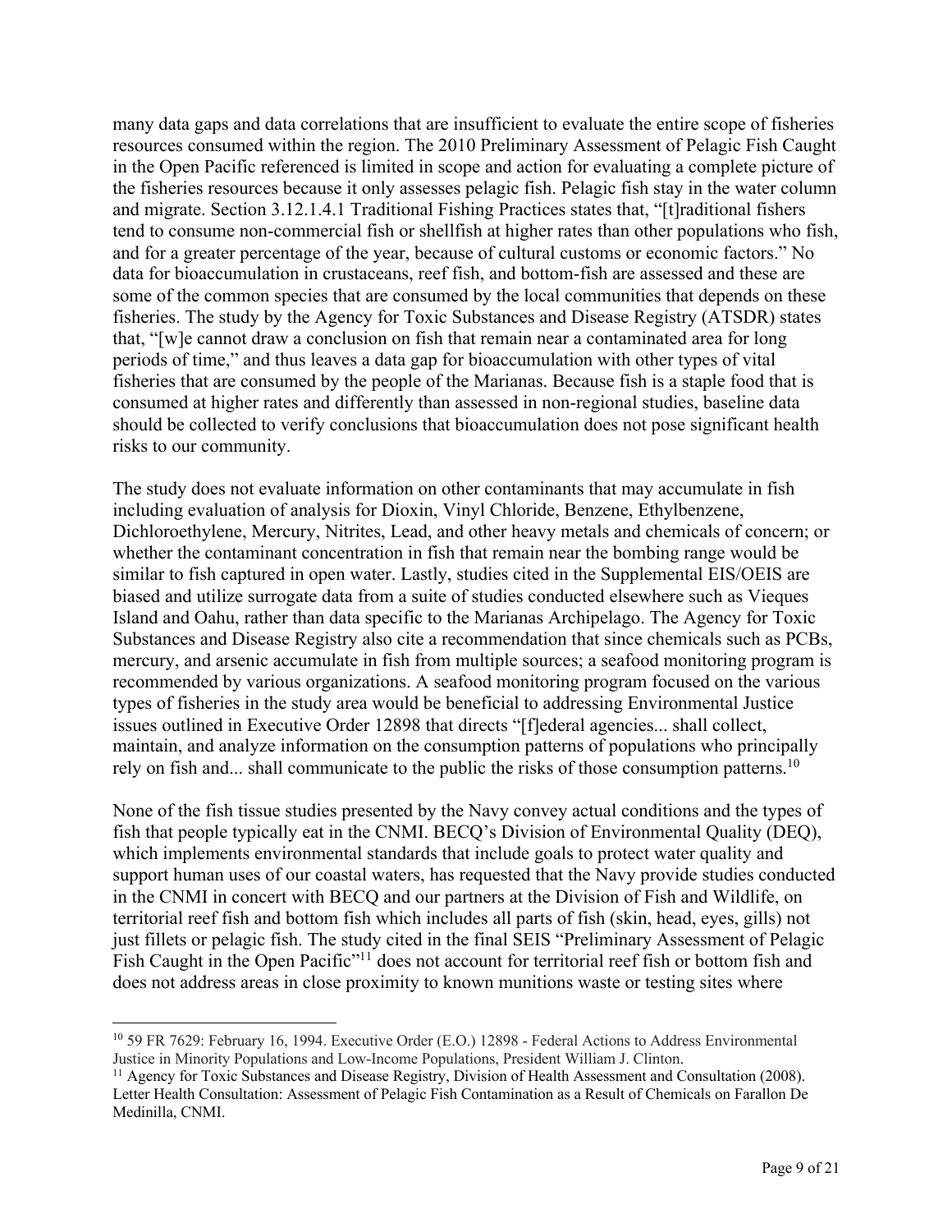many data gaps and data correlations that are insufficient to evaluate the entire scope of fisheries resources consumed within the region. The 2010 Preliminary Assessment of Pelagic Fish Caught in the Open Pacific referenced is limited in scope and action for evaluating a complete picture of the fisheries resources because it only assesses pelagic fish. Pelagic fish stay in the water column and migrate. Section 3.12.1.4.1 Traditional Fishing Practices states that, "[t]raditional fishers tend to consume non-commercial fish or shellfish at higher rates than other populations who fish, and for a greater percentage of the year, because of cultural customs or economic factors." No data for bioaccumulation in crustaceans, reef fish, and bottom-fish are assessed and these are some of the common species that are consumed by the local communities that depends on these fisheries. The study by the Agency for Toxic Substances and Disease Registry (ATSDR) states that, "[w]e cannot draw a conclusion on fish that remain near a contaminated area for long periods of time," and thus leaves a data gap for bioaccumulation with other types of vital fisheries that are consumed by the people of the Marianas. Because fish is a staple food that is consumed at higher rates and differently than assessed in non-regional studies, baseline data should be collected to verify conclusions that bioaccumulation does not pose significant health risks to our community.

The study does not evaluate information on other contaminants that may accumulate in fish including evaluation of analysis for Dioxin, Vinyl Chloride, Benzene, Ethylbenzene, Dichloroethylene, Mercury, Nitrites, Lead, and other heavy metals and chemicals of concern; or whether the contaminant concentration in fish that remain near the bombing range would be similar to fish captured in open water. Lastly, studies cited in the Supplemental EIS/OEIS are biased and utilize surrogate data from a suite of studies conducted elsewhere such as Vieques Island and Oahu, rather than data specific to the Marianas Archipelago. The Agency for Toxic Substances and Disease Registry also cite a recommendation that since chemicals such as PCBs, mercury, and arsenic accumulate in fish from multiple sources; a seafood monitoring program is recommended by various organizations. A seafood monitoring program focused on the various types of fisheries in the study area would be beneficial to addressing Environmental Justice issues outlined in Executive Order 12898 that directs "[f]ederal agencies... shall collect, maintain, and analyze information on the consumption patterns of populations who principally rely on fish and... shall communicate to the public the risks of those consumption patterns.[10]

None of the fish tissue studies presented by the Navy convey actual conditions and the types of fish that people typically eat in the CNMI. BECQ's Division of Environmental Quality (DEQ), which implements environmental standards that include goals to protect water quality and support human uses of our coastal waters, has requested that the Navy provide studies conducted in the CNMI in concert with BECQ and our partners at the Division of Fish and Wildlife, on territorial reef fish and bottom fish which includes all parts of fish (skin, head, eyes, gills) not just fillets or pelagic fish. The study cited in the final SEIS "Preliminary Assessment of Pelagic Fish Caught in the Open Pacific"[11] does not account for territorial reef fish or bottom fish and does not address areas in close proximity to known munitions waste or testing sites where

---

[10] 59 FR 7629: February 16, 1994. Executive Order (E.O.) 12898 - Federal Actions to Address Environmental Justice in Minority Populations and Low-Income Populations, President William J. Clinton.

[11] Agency for Toxic Substances and Disease Registry, Division of Health Assessment and Consultation (2008). Letter Health Consultation: Assessment of Pelagic Fish Contamination as a Result of Chemicals on Farallon De Medinilla, CNMI.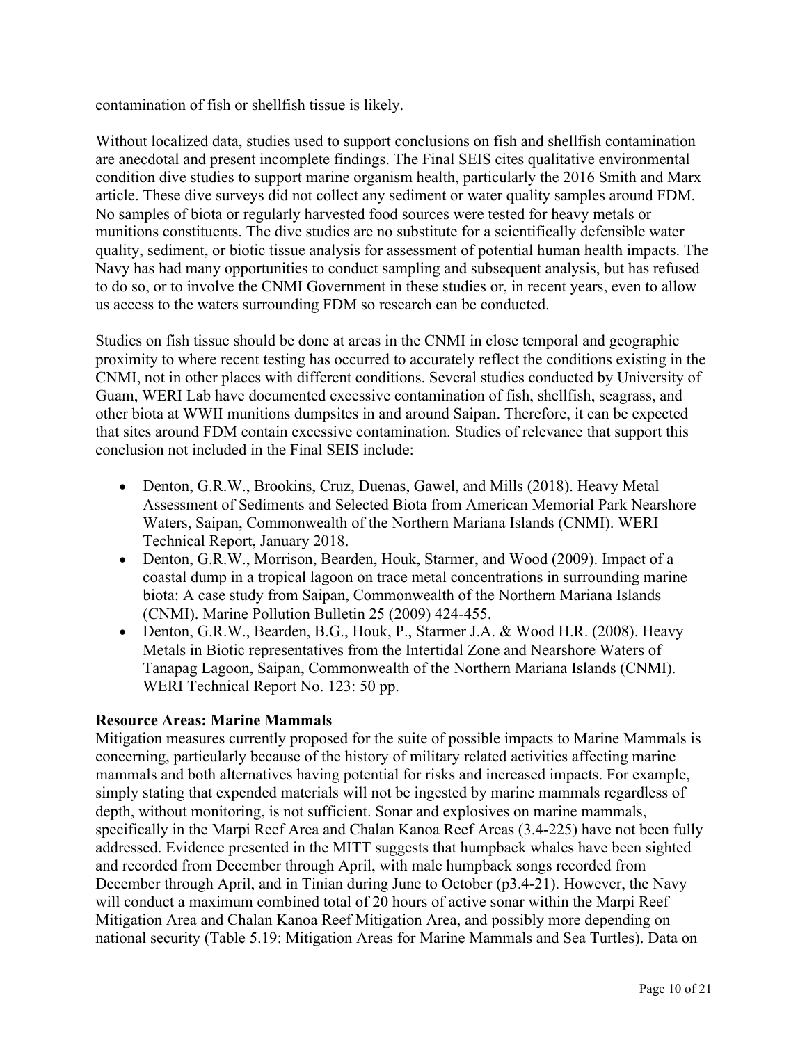contamination of fish or shellfish tissue is likely.

Without localized data, studies used to support conclusions on fish and shellfish contamination are anecdotal and present incomplete findings. The Final SEIS cites qualitative environmental condition dive studies to support marine organism health, particularly the 2016 Smith and Marx article. These dive surveys did not collect any sediment or water quality samples around FDM. No samples of biota or regularly harvested food sources were tested for heavy metals or munitions constituents. The dive studies are no substitute for a scientifically defensible water quality, sediment, or biotic tissue analysis for assessment of potential human health impacts. The Navy has had many opportunities to conduct sampling and subsequent analysis, but has refused to do so, or to involve the CNMI Government in these studies or, in recent years, even to allow us access to the waters surrounding FDM so research can be conducted.

Studies on fish tissue should be done at areas in the CNMI in close temporal and geographic proximity to where recent testing has occurred to accurately reflect the conditions existing in the CNMI, not in other places with different conditions. Several studies conducted by University of Guam, WERI Lab have documented excessive contamination of fish, shellfish, seagrass, and other biota at WWII munitions dumpsites in and around Saipan. Therefore, it can be expected that sites around FDM contain excessive contamination. Studies of relevance that support this conclusion not included in the Final SEIS include:

- Denton, G.R.W., Brookins, Cruz, Duenas, Gawel, and Mills (2018). Heavy Metal Assessment of Sediments and Selected Biota from American Memorial Park Nearshore Waters, Saipan, Commonwealth of the Northern Mariana Islands (CNMI). WERI Technical Report, January 2018.
- Denton, G.R.W., Morrison, Bearden, Houk, Starmer, and Wood (2009). Impact of a coastal dump in a tropical lagoon on trace metal concentrations in surrounding marine biota: A case study from Saipan, Commonwealth of the Northern Mariana Islands (CNMI). Marine Pollution Bulletin 25 (2009) 424-455.
- Denton, G.R.W., Bearden, B.G., Houk, P., Starmer J.A. & Wood H.R. (2008). Heavy Metals in Biotic representatives from the Intertidal Zone and Nearshore Waters of Tanapag Lagoon, Saipan, Commonwealth of the Northern Mariana Islands (CNMI). WERI Technical Report No. 123: 50 pp.

**Resource Areas: Marine Mammals**

Mitigation measures currently proposed for the suite of possible impacts to Marine Mammals is concerning, particularly because of the history of military related activities affecting marine mammals and both alternatives having potential for risks and increased impacts. For example, simply stating that expended materials will not be ingested by marine mammals regardless of depth, without monitoring, is not sufficient. Sonar and explosives on marine mammals, specifically in the Marpi Reef Area and Chalan Kanoa Reef Areas (3.4-225) have not been fully addressed. Evidence presented in the MITT suggests that humpback whales have been sighted and recorded from December through April, with male humpback songs recorded from December through April, and in Tinian during June to October (p3.4-21). However, the Navy will conduct a maximum combined total of 20 hours of active sonar within the Marpi Reef Mitigation Area and Chalan Kanoa Reef Mitigation Area, and possibly more depending on national security (Table 5.19: Mitigation Areas for Marine Mammals and Sea Turtles). Data on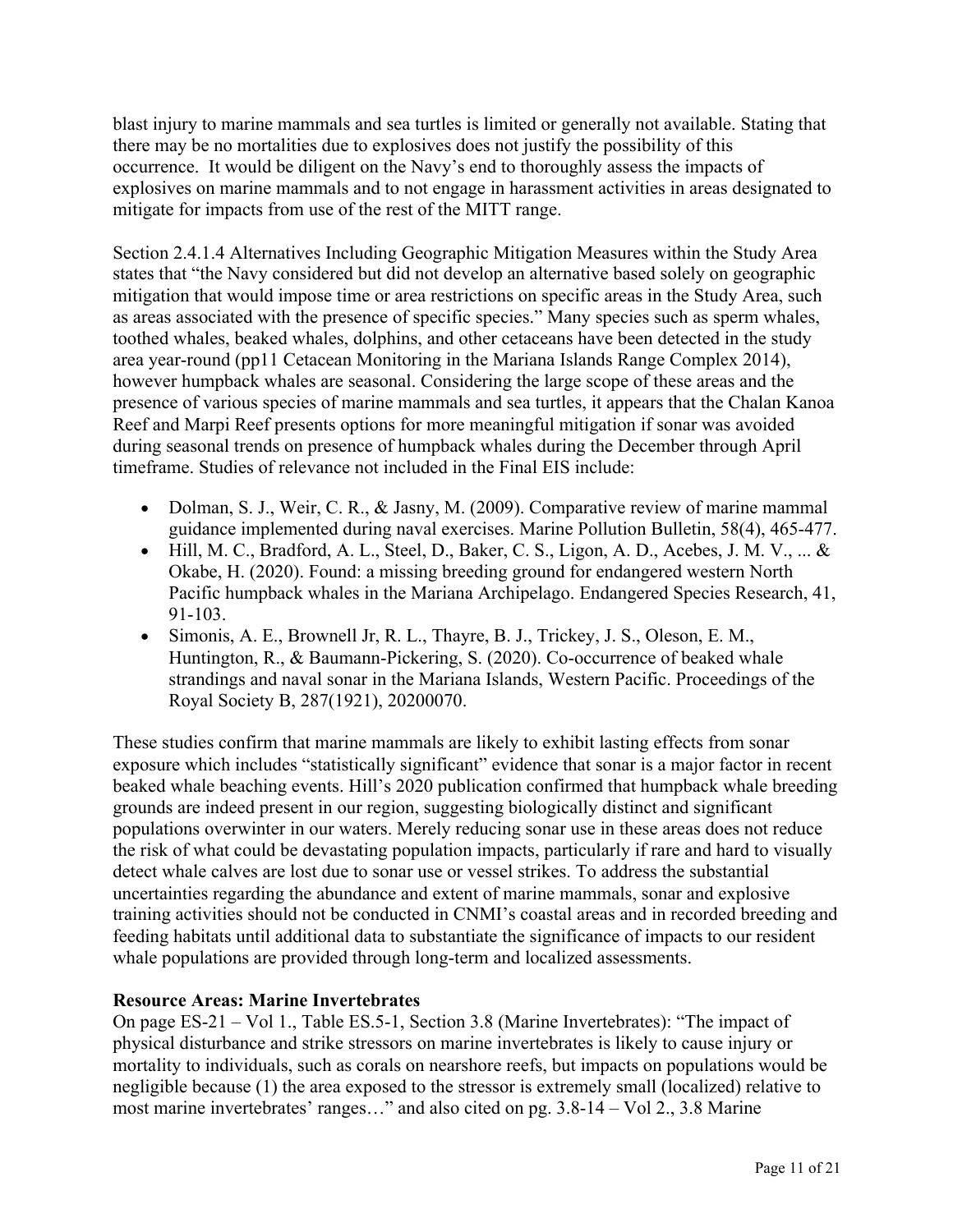blast injury to marine mammals and sea turtles is limited or generally not available. Stating that there may be no mortalities due to explosives does not justify the possibility of this occurrence. It would be diligent on the Navy's end to thoroughly assess the impacts of explosives on marine mammals and to not engage in harassment activities in areas designated to mitigate for impacts from use of the rest of the MITT range.

Section 2.4.1.4 Alternatives Including Geographic Mitigation Measures within the Study Area states that "the Navy considered but did not develop an alternative based solely on geographic mitigation that would impose time or area restrictions on specific areas in the Study Area, such as areas associated with the presence of specific species." Many species such as sperm whales, toothed whales, beaked whales, dolphins, and other cetaceans have been detected in the study area year-round (pp11 Cetacean Monitoring in the Mariana Islands Range Complex 2014), however humpback whales are seasonal. Considering the large scope of these areas and the presence of various species of marine mammals and sea turtles, it appears that the Chalan Kanoa Reef and Marpi Reef presents options for more meaningful mitigation if sonar was avoided during seasonal trends on presence of humpback whales during the December through April timeframe. Studies of relevance not included in the Final EIS include:

- Dolman, S. J., Weir, C. R., & Jasny, M. (2009). Comparative review of marine mammal guidance implemented during naval exercises. Marine Pollution Bulletin, 58(4), 465-477.
- Hill, M. C., Bradford, A. L., Steel, D., Baker, C. S., Ligon, A. D., Acebes, J. M. V., ... & Okabe, H. (2020). Found: a missing breeding ground for endangered western North Pacific humpback whales in the Mariana Archipelago. Endangered Species Research, 41, 91-103.
- Simonis, A. E., Brownell Jr, R. L., Thayre, B. J., Trickey, J. S., Oleson, E. M., Huntington, R., & Baumann-Pickering, S. (2020). Co-occurrence of beaked whale strandings and naval sonar in the Mariana Islands, Western Pacific. Proceedings of the Royal Society B, 287(1921), 20200070.

These studies confirm that marine mammals are likely to exhibit lasting effects from sonar exposure which includes "statistically significant" evidence that sonar is a major factor in recent beaked whale beaching events. Hill's 2020 publication confirmed that humpback whale breeding grounds are indeed present in our region, suggesting biologically distinct and significant populations overwinter in our waters. Merely reducing sonar use in these areas does not reduce the risk of what could be devastating population impacts, particularly if rare and hard to visually detect whale calves are lost due to sonar use or vessel strikes. To address the substantial uncertainties regarding the abundance and extent of marine mammals, sonar and explosive training activities should not be conducted in CNMI's coastal areas and in recorded breeding and feeding habitats until additional data to substantiate the significance of impacts to our resident whale populations are provided through long-term and localized assessments.

**Resource Areas: Marine Invertebrates**

On page ES-21 – Vol 1., Table ES.5-1, Section 3.8 (Marine Invertebrates): "The impact of physical disturbance and strike stressors on marine invertebrates is likely to cause injury or mortality to individuals, such as corals on nearshore reefs, but impacts on populations would be negligible because (1) the area exposed to the stressor is extremely small (localized) relative to most marine invertebrates' ranges…" and also cited on pg. 3.8-14 – Vol 2., 3.8 Marine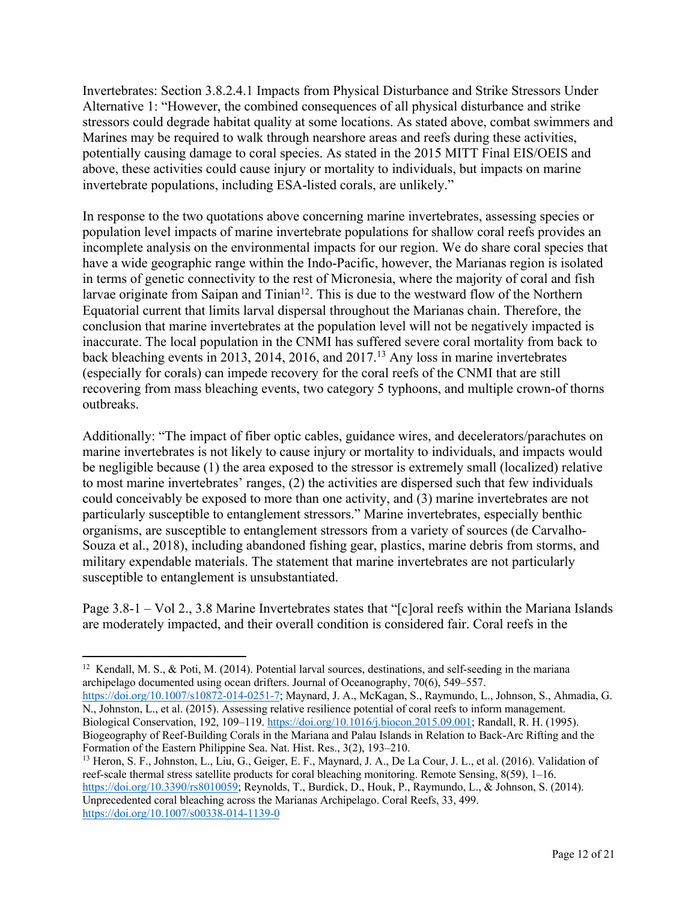Invertebrates: Section 3.8.2.4.1 Impacts from Physical Disturbance and Strike Stressors Under Alternative 1: "However, the combined consequences of all physical disturbance and strike stressors could degrade habitat quality at some locations. As stated above, combat swimmers and Marines may be required to walk through nearshore areas and reefs during these activities, potentially causing damage to coral species. As stated in the 2015 MITT Final EIS/OEIS and above, these activities could cause injury or mortality to individuals, but impacts on marine invertebrate populations, including ESA-listed corals, are unlikely."

In response to the two quotations above concerning marine invertebrates, assessing species or population level impacts of marine invertebrate populations for shallow coral reefs provides an incomplete analysis on the environmental impacts for our region. We do share coral species that have a wide geographic range within the Indo-Pacific, however, the Marianas region is isolated in terms of genetic connectivity to the rest of Micronesia, where the majority of coral and fish larvae originate from Saipan and Tinian[12]. This is due to the westward flow of the Northern Equatorial current that limits larval dispersal throughout the Marianas chain. Therefore, the conclusion that marine invertebrates at the population level will not be negatively impacted is inaccurate. The local population in the CNMI has suffered severe coral mortality from back to back bleaching events in 2013, 2014, 2016, and 2017.[13] Any loss in marine invertebrates (especially for corals) can impede recovery for the coral reefs of the CNMI that are still recovering from mass bleaching events, two category 5 typhoons, and multiple crown-of thorns outbreaks.

Additionally: "The impact of fiber optic cables, guidance wires, and decelerators/parachutes on marine invertebrates is not likely to cause injury or mortality to individuals, and impacts would be negligible because (1) the area exposed to the stressor is extremely small (localized) relative to most marine invertebrates' ranges, (2) the activities are dispersed such that few individuals could conceivably be exposed to more than one activity, and (3) marine invertebrates are not particularly susceptible to entanglement stressors." Marine invertebrates, especially benthic organisms, are susceptible to entanglement stressors from a variety of sources (de Carvalho-Souza et al., 2018), including abandoned fishing gear, plastics, marine debris from storms, and military expendable materials. The statement that marine invertebrates are not particularly susceptible to entanglement is unsubstantiated.

Page 3.8-1 – Vol 2., 3.8 Marine Invertebrates states that "[c]oral reefs within the Mariana Islands are moderately impacted, and their overall condition is considered fair. Coral reefs in the

---

[12] Kendall, M. S., & Poti, M. (2014). Potential larval sources, destinations, and self-seeding in the mariana archipelago documented using ocean drifters. Journal of Oceanography, 70(6), 549–557. https://doi.org/10.1007/s10872-014-0251-7; Maynard, J. A., McKagan, S., Raymundo, L., Johnson, S., Ahmadia, G. N., Johnston, L., et al. (2015). Assessing relative resilience potential of coral reefs to inform management. Biological Conservation, 192, 109–119. https://doi.org/10.1016/j.biocon.2015.09.001; Randall, R. H. (1995). Biogeography of Reef-Building Corals in the Mariana and Palau Islands in Relation to Back-Arc Rifting and the Formation of the Eastern Philippine Sea. Nat. Hist. Res., 3(2), 193–210.

[13] Heron, S. F., Johnston, L., Liu, G., Geiger, E. F., Maynard, J. A., De La Cour, J. L., et al. (2016). Validation of reef-scale thermal stress satellite products for coral bleaching monitoring. Remote Sensing, 8(59), 1–16. https://doi.org/10.3390/rs8010059; Reynolds, T., Burdick, D., Houk, P., Raymundo, L., & Johnson, S. (2014). Unprecedented coral bleaching across the Marianas Archipelago. Coral Reefs, 33, 499. https://doi.org/10.1007/s00338-014-1139-0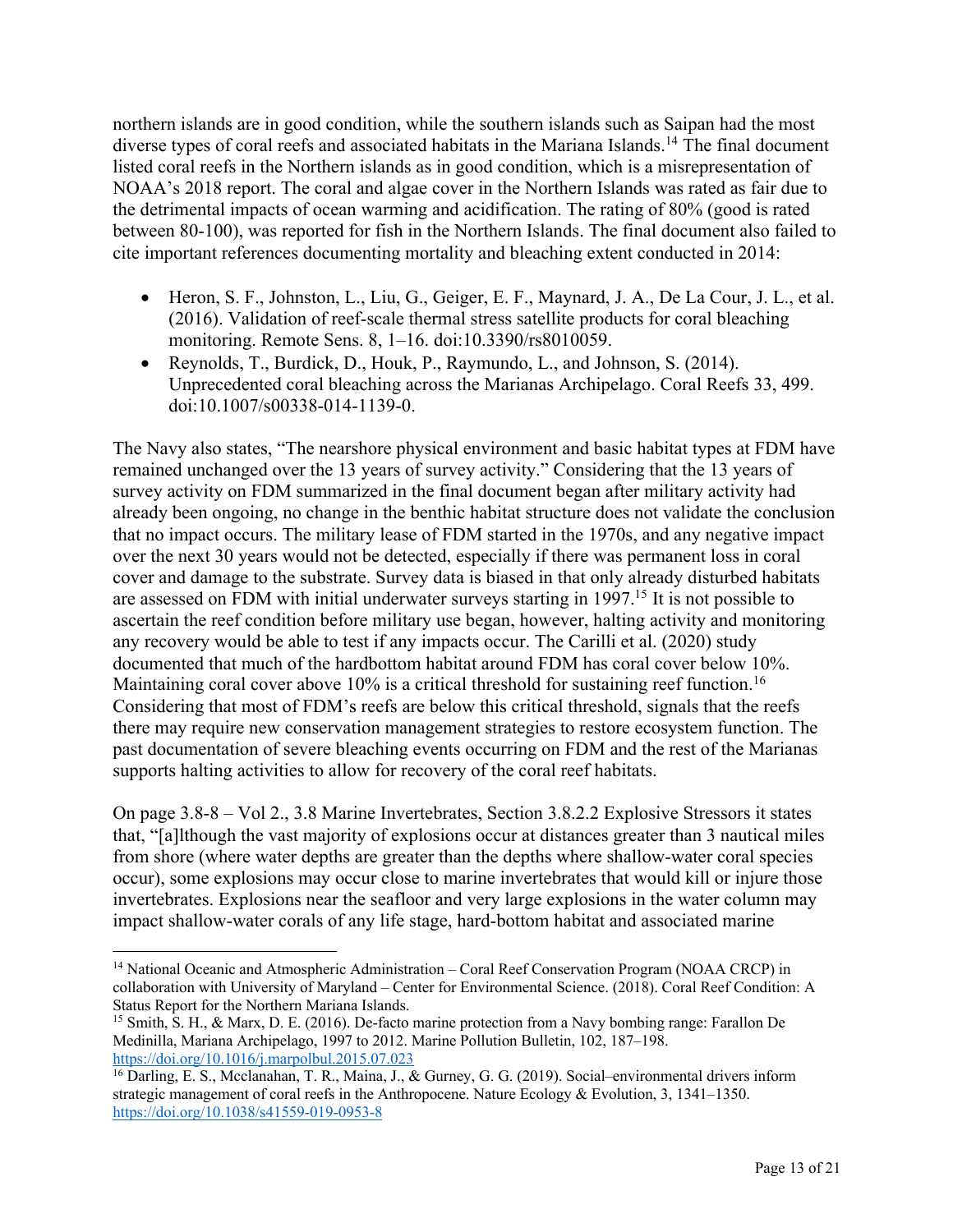northern islands are in good condition, while the southern islands such as Saipan had the most diverse types of coral reefs and associated habitats in the Mariana Islands.[14] The final document listed coral reefs in the Northern islands as in good condition, which is a misrepresentation of NOAA's 2018 report. The coral and algae cover in the Northern Islands was rated as fair due to the detrimental impacts of ocean warming and acidification. The rating of 80% (good is rated between 80-100), was reported for fish in the Northern Islands. The final document also failed to cite important references documenting mortality and bleaching extent conducted in 2014:

- Heron, S. F., Johnston, L., Liu, G., Geiger, E. F., Maynard, J. A., De La Cour, J. L., et al. (2016). Validation of reef-scale thermal stress satellite products for coral bleaching monitoring. Remote Sens. 8, 1–16. doi:10.3390/rs8010059.
- Reynolds, T., Burdick, D., Houk, P., Raymundo, L., and Johnson, S. (2014). Unprecedented coral bleaching across the Marianas Archipelago. Coral Reefs 33, 499. doi:10.1007/s00338-014-1139-0.

The Navy also states, "The nearshore physical environment and basic habitat types at FDM have remained unchanged over the 13 years of survey activity." Considering that the 13 years of survey activity on FDM summarized in the final document began after military activity had already been ongoing, no change in the benthic habitat structure does not validate the conclusion that no impact occurs. The military lease of FDM started in the 1970s, and any negative impact over the next 30 years would not be detected, especially if there was permanent loss in coral cover and damage to the substrate. Survey data is biased in that only already disturbed habitats are assessed on FDM with initial underwater surveys starting in 1997.[15] It is not possible to ascertain the reef condition before military use began, however, halting activity and monitoring any recovery would be able to test if any impacts occur. The Carilli et al. (2020) study documented that much of the hardbottom habitat around FDM has coral cover below 10%. Maintaining coral cover above 10% is a critical threshold for sustaining reef function.[16] Considering that most of FDM's reefs are below this critical threshold, signals that the reefs there may require new conservation management strategies to restore ecosystem function. The past documentation of severe bleaching events occurring on FDM and the rest of the Marianas supports halting activities to allow for recovery of the coral reef habitats.

On page 3.8-8 – Vol 2., 3.8 Marine Invertebrates, Section 3.8.2.2 Explosive Stressors it states that, "[a]lthough the vast majority of explosions occur at distances greater than 3 nautical miles from shore (where water depths are greater than the depths where shallow-water coral species occur), some explosions may occur close to marine invertebrates that would kill or injure those invertebrates. Explosions near the seafloor and very large explosions in the water column may impact shallow-water corals of any life stage, hard-bottom habitat and associated marine

---

[14] National Oceanic and Atmospheric Administration – Coral Reef Conservation Program (NOAA CRCP) in collaboration with University of Maryland – Center for Environmental Science. (2018). Coral Reef Condition: A Status Report for the Northern Mariana Islands.

[15] Smith, S. H., & Marx, D. E. (2016). De-facto marine protection from a Navy bombing range: Farallon De Medinilla, Mariana Archipelago, 1997 to 2012. Marine Pollution Bulletin, 102, 187–198. https://doi.org/10.1016/j.marpolbul.2015.07.023

[16] Darling, E. S., Mcclanahan, T. R., Maina, J., & Gurney, G. G. (2019). Social–environmental drivers inform strategic management of coral reefs in the Anthropocene. Nature Ecology & Evolution, 3, 1341–1350. https://doi.org/10.1038/s41559-019-0953-8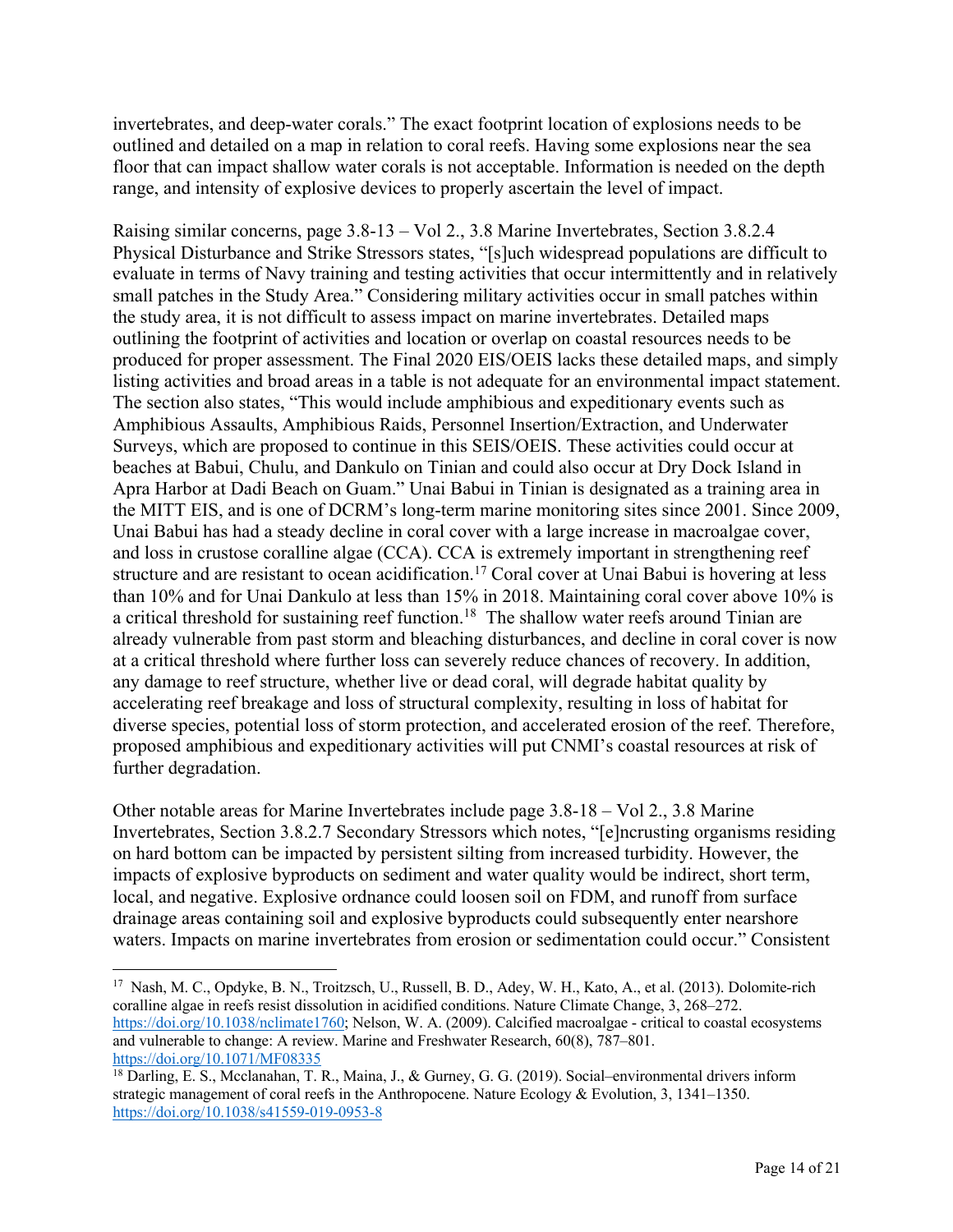invertebrates, and deep-water corals." The exact footprint location of explosions needs to be outlined and detailed on a map in relation to coral reefs. Having some explosions near the sea floor that can impact shallow water corals is not acceptable. Information is needed on the depth range, and intensity of explosive devices to properly ascertain the level of impact.

Raising similar concerns, page 3.8-13 – Vol 2., 3.8 Marine Invertebrates, Section 3.8.2.4 Physical Disturbance and Strike Stressors states, "[s]uch widespread populations are difficult to evaluate in terms of Navy training and testing activities that occur intermittently and in relatively small patches in the Study Area." Considering military activities occur in small patches within the study area, it is not difficult to assess impact on marine invertebrates. Detailed maps outlining the footprint of activities and location or overlap on coastal resources needs to be produced for proper assessment. The Final 2020 EIS/OEIS lacks these detailed maps, and simply listing activities and broad areas in a table is not adequate for an environmental impact statement. The section also states, "This would include amphibious and expeditionary events such as Amphibious Assaults, Amphibious Raids, Personnel Insertion/Extraction, and Underwater Surveys, which are proposed to continue in this SEIS/OEIS. These activities could occur at beaches at Babui, Chulu, and Dankulo on Tinian and could also occur at Dry Dock Island in Apra Harbor at Dadi Beach on Guam." Unai Babui in Tinian is designated as a training area in the MITT EIS, and is one of DCRM's long-term marine monitoring sites since 2001. Since 2009, Unai Babui has had a steady decline in coral cover with a large increase in macroalgae cover, and loss in crustose coralline algae (CCA). CCA is extremely important in strengthening reef structure and are resistant to ocean acidification.[17] Coral cover at Unai Babui is hovering at less than 10% and for Unai Dankulo at less than 15% in 2018. Maintaining coral cover above 10% is a critical threshold for sustaining reef function.[18] The shallow water reefs around Tinian are already vulnerable from past storm and bleaching disturbances, and decline in coral cover is now at a critical threshold where further loss can severely reduce chances of recovery. In addition, any damage to reef structure, whether live or dead coral, will degrade habitat quality by accelerating reef breakage and loss of structural complexity, resulting in loss of habitat for diverse species, potential loss of storm protection, and accelerated erosion of the reef. Therefore, proposed amphibious and expeditionary activities will put CNMI's coastal resources at risk of further degradation.

Other notable areas for Marine Invertebrates include page 3.8-18 – Vol 2., 3.8 Marine Invertebrates, Section 3.8.2.7 Secondary Stressors which notes, "[e]ncrusting organisms residing on hard bottom can be impacted by persistent silting from increased turbidity. However, the impacts of explosive byproducts on sediment and water quality would be indirect, short term, local, and negative. Explosive ordnance could loosen soil on FDM, and runoff from surface drainage areas containing soil and explosive byproducts could subsequently enter nearshore waters. Impacts on marine invertebrates from erosion or sedimentation could occur." Consistent

---

[17] Nash, M. C., Opdyke, B. N., Troitzsch, U., Russell, B. D., Adey, W. H., Kato, A., et al. (2013). Dolomite-rich coralline algae in reefs resist dissolution in acidified conditions. Nature Climate Change, 3, 268–272. https://doi.org/10.1038/nclimate1760; Nelson, W. A. (2009). Calcified macroalgae - critical to coastal ecosystems and vulnerable to change: A review. Marine and Freshwater Research, 60(8), 787–801. https://doi.org/10.1071/MF08335

[18] Darling, E. S., Mcclanahan, T. R., Maina, J., & Gurney, G. G. (2019). Social–environmental drivers inform strategic management of coral reefs in the Anthropocene. Nature Ecology & Evolution, 3, 1341–1350. https://doi.org/10.1038/s41559-019-0953-8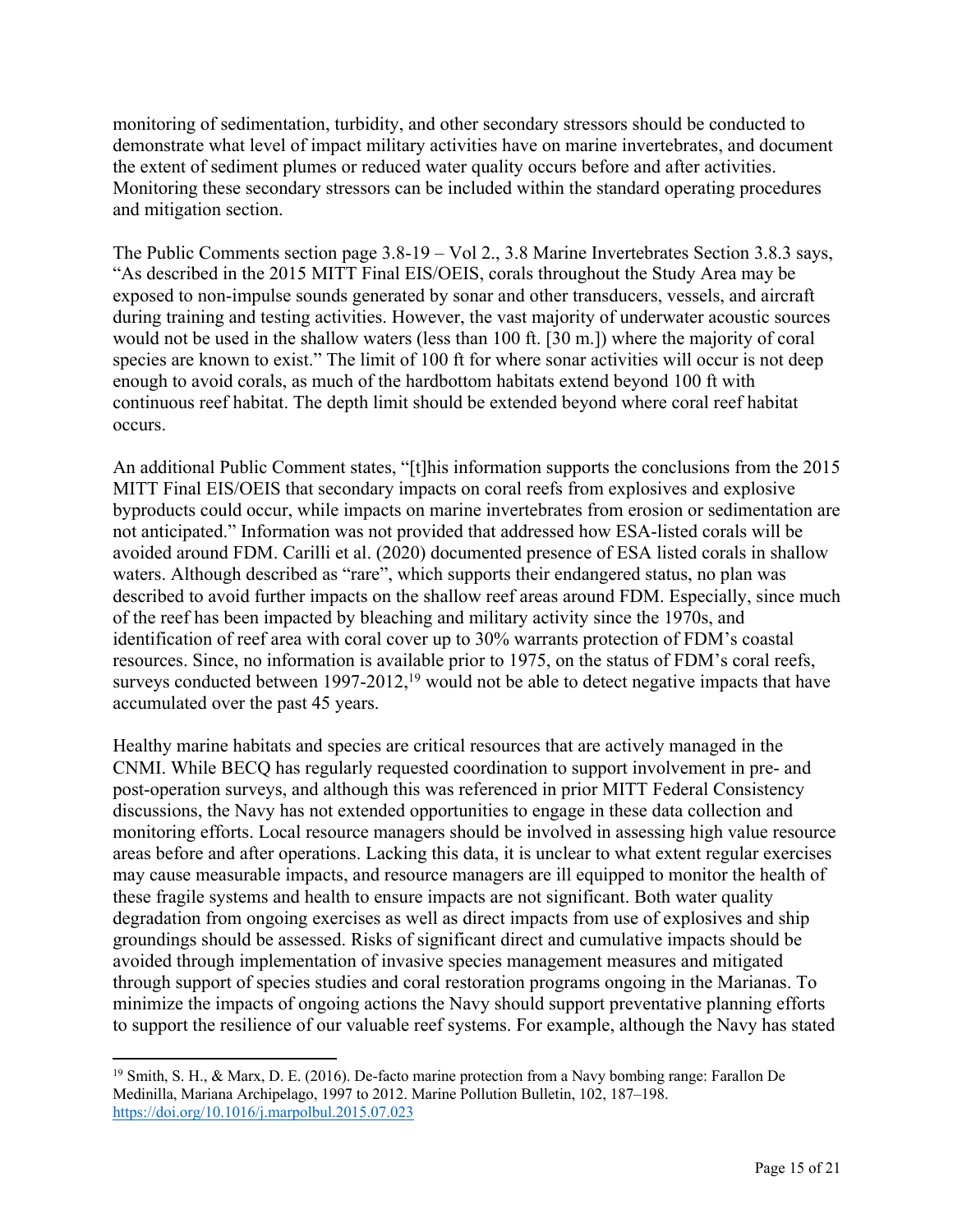monitoring of sedimentation, turbidity, and other secondary stressors should be conducted to demonstrate what level of impact military activities have on marine invertebrates, and document the extent of sediment plumes or reduced water quality occurs before and after activities. Monitoring these secondary stressors can be included within the standard operating procedures and mitigation section.

The Public Comments section page 3.8-19 – Vol 2., 3.8 Marine Invertebrates Section 3.8.3 says, "As described in the 2015 MITT Final EIS/OEIS, corals throughout the Study Area may be exposed to non-impulse sounds generated by sonar and other transducers, vessels, and aircraft during training and testing activities. However, the vast majority of underwater acoustic sources would not be used in the shallow waters (less than 100 ft. [30 m.]) where the majority of coral species are known to exist." The limit of 100 ft for where sonar activities will occur is not deep enough to avoid corals, as much of the hardbottom habitats extend beyond 100 ft with continuous reef habitat. The depth limit should be extended beyond where coral reef habitat occurs.

An additional Public Comment states, "[t]his information supports the conclusions from the 2015 MITT Final EIS/OEIS that secondary impacts on coral reefs from explosives and explosive byproducts could occur, while impacts on marine invertebrates from erosion or sedimentation are not anticipated." Information was not provided that addressed how ESA-listed corals will be avoided around FDM. Carilli et al. (2020) documented presence of ESA listed corals in shallow waters. Although described as "rare", which supports their endangered status, no plan was described to avoid further impacts on the shallow reef areas around FDM. Especially, since much of the reef has been impacted by bleaching and military activity since the 1970s, and identification of reef area with coral cover up to 30% warrants protection of FDM's coastal resources. Since, no information is available prior to 1975, on the status of FDM's coral reefs, surveys conducted between 1997-2012,[19] would not be able to detect negative impacts that have accumulated over the past 45 years.

Healthy marine habitats and species are critical resources that are actively managed in the CNMI. While BECQ has regularly requested coordination to support involvement in pre- and post-operation surveys, and although this was referenced in prior MITT Federal Consistency discussions, the Navy has not extended opportunities to engage in these data collection and monitoring efforts. Local resource managers should be involved in assessing high value resource areas before and after operations. Lacking this data, it is unclear to what extent regular exercises may cause measurable impacts, and resource managers are ill equipped to monitor the health of these fragile systems and health to ensure impacts are not significant. Both water quality degradation from ongoing exercises as well as direct impacts from use of explosives and ship groundings should be assessed. Risks of significant direct and cumulative impacts should be avoided through implementation of invasive species management measures and mitigated through support of species studies and coral restoration programs ongoing in the Marianas. To minimize the impacts of ongoing actions the Navy should support preventative planning efforts to support the resilience of our valuable reef systems. For example, although the Navy has stated

[19] Smith, S. H., & Marx, D. E. (2016). De-facto marine protection from a Navy bombing range: Farallon De Medinilla, Mariana Archipelago, 1997 to 2012. Marine Pollution Bulletin, 102, 187–198. https://doi.org/10.1016/j.marpolbul.2015.07.023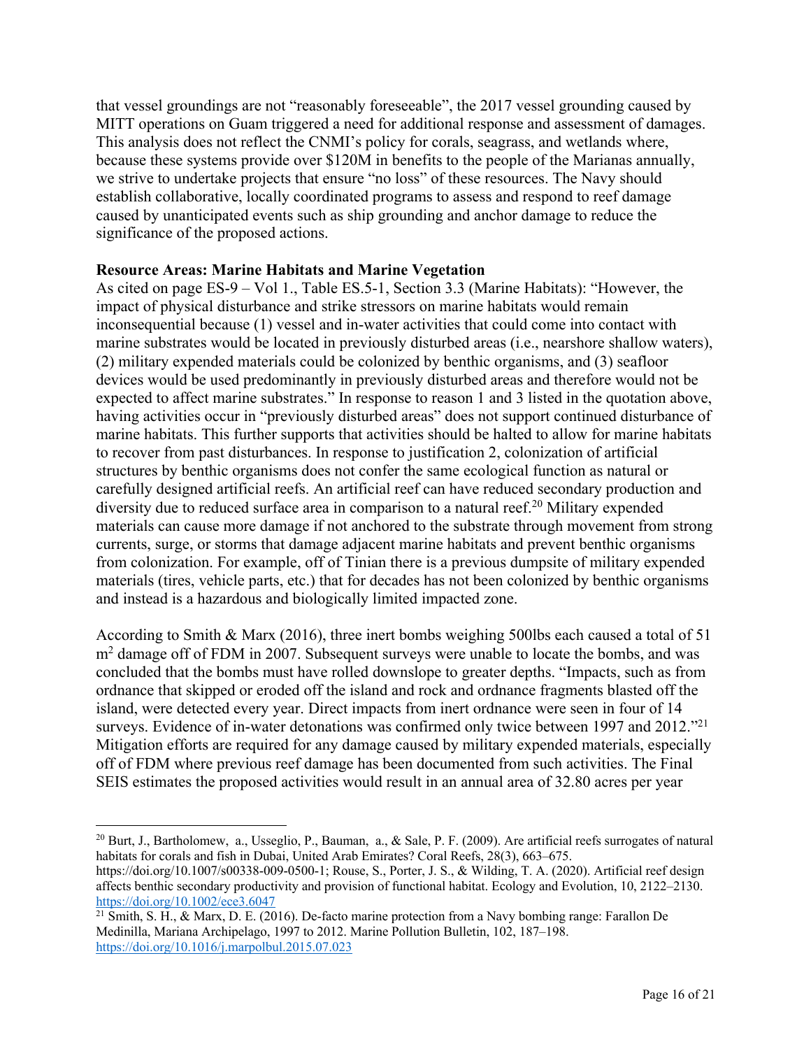that vessel groundings are not "reasonably foreseeable", the 2017 vessel grounding caused by MITT operations on Guam triggered a need for additional response and assessment of damages. This analysis does not reflect the CNMI's policy for corals, seagrass, and wetlands where, because these systems provide over $120M in benefits to the people of the Marianas annually, we strive to undertake projects that ensure "no loss" of these resources. The Navy should establish collaborative, locally coordinated programs to assess and respond to reef damage caused by unanticipated events such as ship grounding and anchor damage to reduce the significance of the proposed actions.

**Resource Areas: Marine Habitats and Marine Vegetation**

As cited on page ES-9 – Vol 1., Table ES.5-1, Section 3.3 (Marine Habitats): "However, the impact of physical disturbance and strike stressors on marine habitats would remain inconsequential because (1) vessel and in-water activities that could come into contact with marine substrates would be located in previously disturbed areas (i.e., nearshore shallow waters), (2) military expended materials could be colonized by benthic organisms, and (3) seafloor devices would be used predominantly in previously disturbed areas and therefore would not be expected to affect marine substrates." In response to reason 1 and 3 listed in the quotation above, having activities occur in "previously disturbed areas" does not support continued disturbance of marine habitats. This further supports that activities should be halted to allow for marine habitats to recover from past disturbances. In response to justification 2, colonization of artificial structures by benthic organisms does not confer the same ecological function as natural or carefully designed artificial reefs. An artificial reef can have reduced secondary production and diversity due to reduced surface area in comparison to a natural reef.[20] Military expended materials can cause more damage if not anchored to the substrate through movement from strong currents, surge, or storms that damage adjacent marine habitats and prevent benthic organisms from colonization. For example, off of Tinian there is a previous dumpsite of military expended materials (tires, vehicle parts, etc.) that for decades has not been colonized by benthic organisms and instead is a hazardous and biologically limited impacted zone.

According to Smith & Marx (2016), three inert bombs weighing 500lbs each caused a total of 51 $m^2$ damage off of FDM in 2007. Subsequent surveys were unable to locate the bombs, and was concluded that the bombs must have rolled downslope to greater depths. "Impacts, such as from ordnance that skipped or eroded off the island and rock and ordnance fragments blasted off the island, were detected every year. Direct impacts from inert ordnance were seen in four of 14 surveys. Evidence of in-water detonations was confirmed only twice between 1997 and 2012."[21] Mitigation efforts are required for any damage caused by military expended materials, especially off of FDM where previous reef damage has been documented from such activities. The Final SEIS estimates the proposed activities would result in an annual area of 32.80 acres per year

---

[20] Burt, J., Bartholomew, a., Usseglio, P., Bauman, a., & Sale, P. F. (2009). Are artificial reefs surrogates of natural habitats for corals and fish in Dubai, United Arab Emirates? Coral Reefs, 28(3), 663–675. https://doi.org/10.1007/s00338-009-0500-1; Rouse, S., Porter, J. S., & Wilding, T. A. (2020). Artificial reef design affects benthic secondary productivity and provision of functional habitat. Ecology and Evolution, 10, 2122–2130. https://doi.org/10.1002/ece3.6047

[21] Smith, S. H., & Marx, D. E. (2016). De-facto marine protection from a Navy bombing range: Farallon De Medinilla, Mariana Archipelago, 1997 to 2012. Marine Pollution Bulletin, 102, 187–198. https://doi.org/10.1016/j.marpolbul.2015.07.023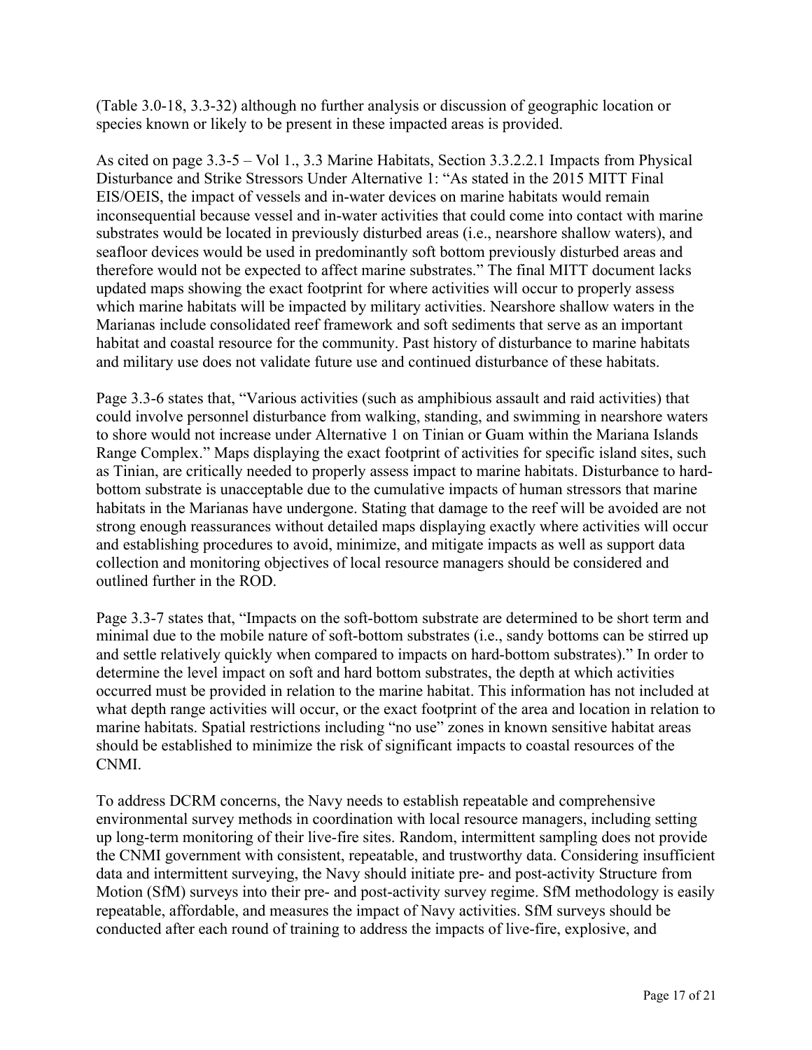(Table 3.0-18, 3.3-32) although no further analysis or discussion of geographic location or species known or likely to be present in these impacted areas is provided.

As cited on page 3.3-5 – Vol 1., 3.3 Marine Habitats, Section 3.3.2.2.1 Impacts from Physical Disturbance and Strike Stressors Under Alternative 1: "As stated in the 2015 MITT Final EIS/OEIS, the impact of vessels and in-water devices on marine habitats would remain inconsequential because vessel and in-water activities that could come into contact with marine substrates would be located in previously disturbed areas (i.e., nearshore shallow waters), and seafloor devices would be used in predominantly soft bottom previously disturbed areas and therefore would not be expected to affect marine substrates." The final MITT document lacks updated maps showing the exact footprint for where activities will occur to properly assess which marine habitats will be impacted by military activities. Nearshore shallow waters in the Marianas include consolidated reef framework and soft sediments that serve as an important habitat and coastal resource for the community. Past history of disturbance to marine habitats and military use does not validate future use and continued disturbance of these habitats.

Page 3.3-6 states that, "Various activities (such as amphibious assault and raid activities) that could involve personnel disturbance from walking, standing, and swimming in nearshore waters to shore would not increase under Alternative 1 on Tinian or Guam within the Mariana Islands Range Complex." Maps displaying the exact footprint of activities for specific island sites, such as Tinian, are critically needed to properly assess impact to marine habitats. Disturbance to hard-bottom substrate is unacceptable due to the cumulative impacts of human stressors that marine habitats in the Marianas have undergone. Stating that damage to the reef will be avoided are not strong enough reassurances without detailed maps displaying exactly where activities will occur and establishing procedures to avoid, minimize, and mitigate impacts as well as support data collection and monitoring objectives of local resource managers should be considered and outlined further in the ROD.

Page 3.3-7 states that, "Impacts on the soft-bottom substrate are determined to be short term and minimal due to the mobile nature of soft-bottom substrates (i.e., sandy bottoms can be stirred up and settle relatively quickly when compared to impacts on hard-bottom substrates)." In order to determine the level impact on soft and hard bottom substrates, the depth at which activities occurred must be provided in relation to the marine habitat. This information has not included at what depth range activities will occur, or the exact footprint of the area and location in relation to marine habitats. Spatial restrictions including "no use" zones in known sensitive habitat areas should be established to minimize the risk of significant impacts to coastal resources of the CNMI.

To address DCRM concerns, the Navy needs to establish repeatable and comprehensive environmental survey methods in coordination with local resource managers, including setting up long-term monitoring of their live-fire sites. Random, intermittent sampling does not provide the CNMI government with consistent, repeatable, and trustworthy data. Considering insufficient data and intermittent surveying, the Navy should initiate pre- and post-activity Structure from Motion (SfM) surveys into their pre- and post-activity survey regime. SfM methodology is easily repeatable, affordable, and measures the impact of Navy activities. SfM surveys should be conducted after each round of training to address the impacts of live-fire, explosive, and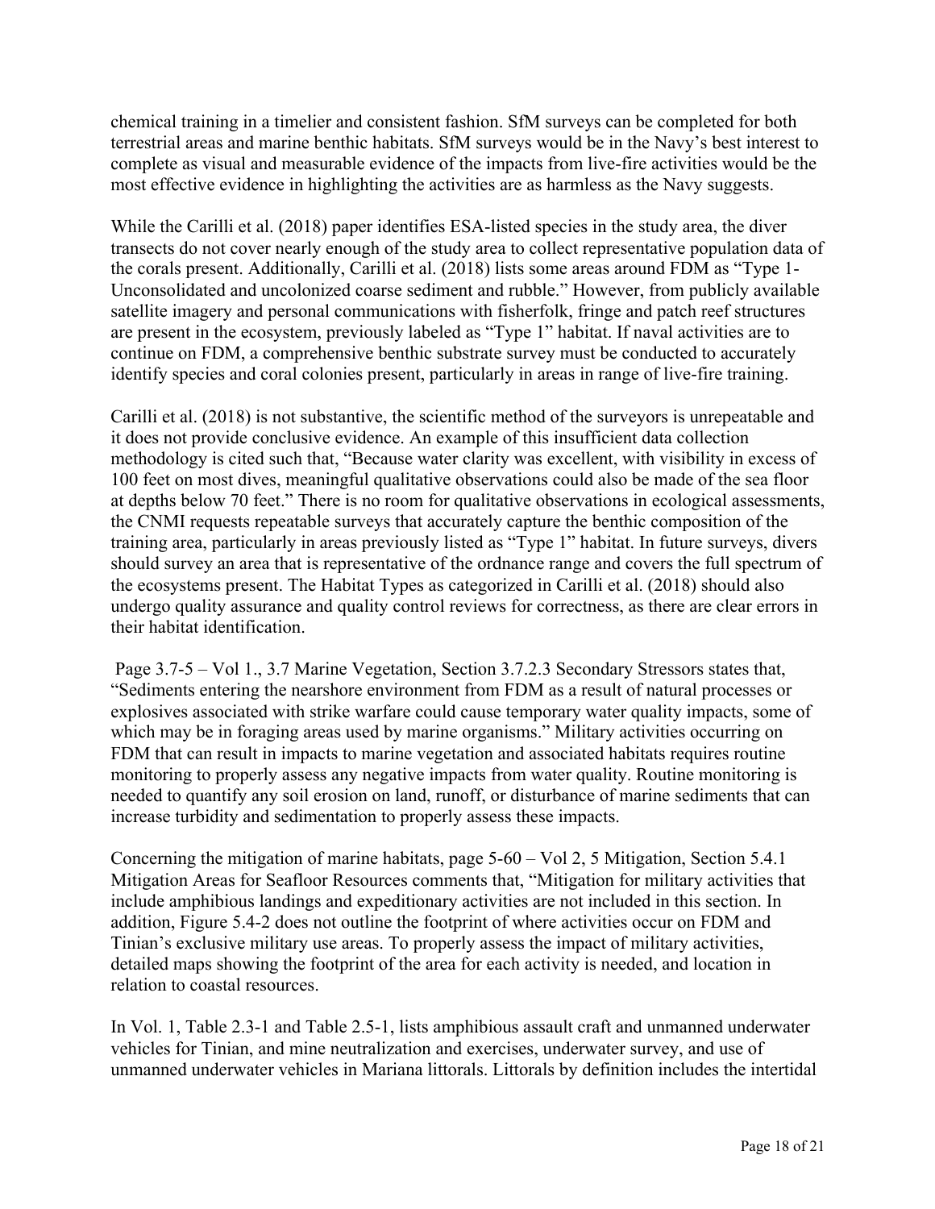chemical training in a timelier and consistent fashion. SfM surveys can be completed for both terrestrial areas and marine benthic habitats. SfM surveys would be in the Navy's best interest to complete as visual and measurable evidence of the impacts from live-fire activities would be the most effective evidence in highlighting the activities are as harmless as the Navy suggests.

While the Carilli et al. (2018) paper identifies ESA-listed species in the study area, the diver transects do not cover nearly enough of the study area to collect representative population data of the corals present. Additionally, Carilli et al. (2018) lists some areas around FDM as "Type 1- Unconsolidated and uncolonized coarse sediment and rubble." However, from publicly available satellite imagery and personal communications with fisherfolk, fringe and patch reef structures are present in the ecosystem, previously labeled as "Type 1" habitat. If naval activities are to continue on FDM, a comprehensive benthic substrate survey must be conducted to accurately identify species and coral colonies present, particularly in areas in range of live-fire training.

Carilli et al. (2018) is not substantive, the scientific method of the surveyors is unrepeatable and it does not provide conclusive evidence. An example of this insufficient data collection methodology is cited such that, "Because water clarity was excellent, with visibility in excess of 100 feet on most dives, meaningful qualitative observations could also be made of the sea floor at depths below 70 feet." There is no room for qualitative observations in ecological assessments, the CNMI requests repeatable surveys that accurately capture the benthic composition of the training area, particularly in areas previously listed as "Type 1" habitat. In future surveys, divers should survey an area that is representative of the ordnance range and covers the full spectrum of the ecosystems present. The Habitat Types as categorized in Carilli et al. (2018) should also undergo quality assurance and quality control reviews for correctness, as there are clear errors in their habitat identification.

Page 3.7-5 – Vol 1., 3.7 Marine Vegetation, Section 3.7.2.3 Secondary Stressors states that, "Sediments entering the nearshore environment from FDM as a result of natural processes or explosives associated with strike warfare could cause temporary water quality impacts, some of which may be in foraging areas used by marine organisms." Military activities occurring on FDM that can result in impacts to marine vegetation and associated habitats requires routine monitoring to properly assess any negative impacts from water quality. Routine monitoring is needed to quantify any soil erosion on land, runoff, or disturbance of marine sediments that can increase turbidity and sedimentation to properly assess these impacts.

Concerning the mitigation of marine habitats, page 5-60 – Vol 2, 5 Mitigation, Section 5.4.1 Mitigation Areas for Seafloor Resources comments that, "Mitigation for military activities that include amphibious landings and expeditionary activities are not included in this section. In addition, Figure 5.4-2 does not outline the footprint of where activities occur on FDM and Tinian's exclusive military use areas. To properly assess the impact of military activities, detailed maps showing the footprint of the area for each activity is needed, and location in relation to coastal resources.

In Vol. 1, Table 2.3-1 and Table 2.5-1, lists amphibious assault craft and unmanned underwater vehicles for Tinian, and mine neutralization and exercises, underwater survey, and use of unmanned underwater vehicles in Mariana littorals. Littorals by definition includes the intertidal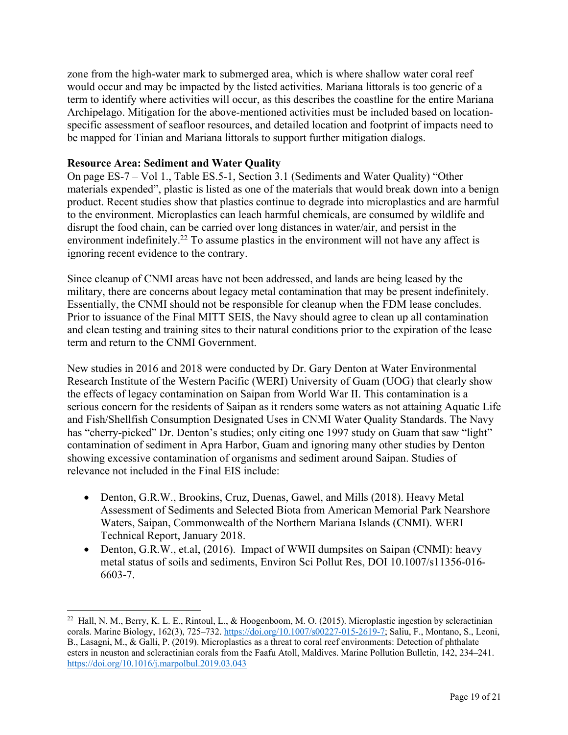zone from the high-water mark to submerged area, which is where shallow water coral reef would occur and may be impacted by the listed activities. Mariana littorals is too generic of a term to identify where activities will occur, as this describes the coastline for the entire Mariana Archipelago. Mitigation for the above-mentioned activities must be included based on location-specific assessment of seafloor resources, and detailed location and footprint of impacts need to be mapped for Tinian and Mariana littorals to support further mitigation dialogs.

**Resource Area: Sediment and Water Quality**

On page ES-7 – Vol 1., Table ES.5-1, Section 3.1 (Sediments and Water Quality) "Other materials expended", plastic is listed as one of the materials that would break down into a benign product. Recent studies show that plastics continue to degrade into microplastics and are harmful to the environment. Microplastics can leach harmful chemicals, are consumed by wildlife and disrupt the food chain, can be carried over long distances in water/air, and persist in the environment indefinitely.[22] To assume plastics in the environment will not have any affect is ignoring recent evidence to the contrary.

Since cleanup of CNMI areas have not been addressed, and lands are being leased by the military, there are concerns about legacy metal contamination that may be present indefinitely. Essentially, the CNMI should not be responsible for cleanup when the FDM lease concludes. Prior to issuance of the Final MITT SEIS, the Navy should agree to clean up all contamination and clean testing and training sites to their natural conditions prior to the expiration of the lease term and return to the CNMI Government.

New studies in 2016 and 2018 were conducted by Dr. Gary Denton at Water Environmental Research Institute of the Western Pacific (WERI) University of Guam (UOG) that clearly show the effects of legacy contamination on Saipan from World War II. This contamination is a serious concern for the residents of Saipan as it renders some waters as not attaining Aquatic Life and Fish/Shellfish Consumption Designated Uses in CNMI Water Quality Standards. The Navy has "cherry-picked" Dr. Denton's studies; only citing one 1997 study on Guam that saw "light" contamination of sediment in Apra Harbor, Guam and ignoring many other studies by Denton showing excessive contamination of organisms and sediment around Saipan. Studies of relevance not included in the Final EIS include:

- Denton, G.R.W., Brookins, Cruz, Duenas, Gawel, and Mills (2018). Heavy Metal Assessment of Sediments and Selected Biota from American Memorial Park Nearshore Waters, Saipan, Commonwealth of the Northern Mariana Islands (CNMI). WERI Technical Report, January 2018.
- Denton, G.R.W., et.al, (2016). Impact of WWII dumpsites on Saipan (CNMI): heavy metal status of soils and sediments, Environ Sci Pollut Res, DOI 10.1007/s11356-016-6603-7.

---

[22] Hall, N. M., Berry, K. L. E., Rintoul, L., & Hoogenboom, M. O. (2015). Microplastic ingestion by scleractinian corals. Marine Biology, 162(3), 725–732. https://doi.org/10.1007/s00227-015-2619-7; Saliu, F., Montano, S., Leoni, B., Lasagni, M., & Galli, P. (2019). Microplastics as a threat to coral reef environments: Detection of phthalate esters in neuston and scleractinian corals from the Faafu Atoll, Maldives. Marine Pollution Bulletin, 142, 234–241. https://doi.org/10.1016/j.marpolbul.2019.03.043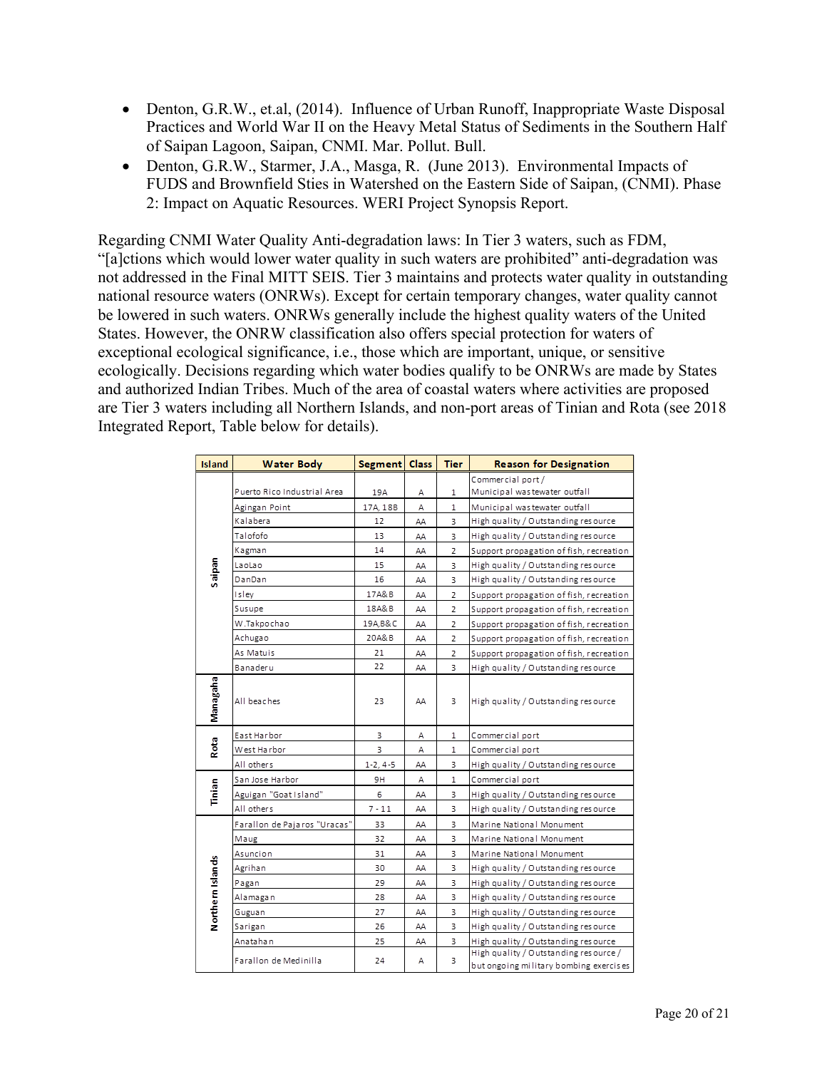- Denton, G.R.W., et.al, (2014). Influence of Urban Runoff, Inappropriate Waste Disposal Practices and World War II on the Heavy Metal Status of Sediments in the Southern Half of Saipan Lagoon, Saipan, CNMI. Mar. Pollut. Bull.
- Denton, G.R.W., Starmer, J.A., Masga, R. (June 2013). Environmental Impacts of FUDS and Brownfield Sties in Watershed on the Eastern Side of Saipan, (CNMI). Phase 2: Impact on Aquatic Resources. WERI Project Synopsis Report.

Regarding CNMI Water Quality Anti-degradation laws: In Tier 3 waters, such as FDM, "[a]ctions which would lower water quality in such waters are prohibited" anti-degradation was not addressed in the Final MITT SEIS. Tier 3 maintains and protects water quality in outstanding national resource waters (ONRWs). Except for certain temporary changes, water quality cannot be lowered in such waters. ONRWs generally include the highest quality waters of the United States. However, the ONRW classification also offers special protection for waters of exceptional ecological significance, i.e., those which are important, unique, or sensitive ecologically. Decisions regarding which water bodies qualify to be ONRWs are made by States and authorized Indian Tribes. Much of the area of coastal waters where activities are proposed are Tier 3 waters including all Northern Islands, and non-port areas of Tinian and Rota (see 2018 Integrated Report, Table below for details).

| Island | Water Body | Segment | Class | Tier | Reason for Designation |
|---|---|---|---|---|---|
| Saipan | Puerto Rico Industrial Area | 19A | A | 1 | Commercial port / Municipal wastewater outfall |
| | Agingan Point | 17A, 18B | A | 1 | Municipal wastewater outfall |
| | Kalabera | 12 | AA | 3 | High quality / Outstanding resource |
| | Talofofo | 13 | AA | 3 | High quality / Outstanding resource |
| | Kagman | 14 | AA | 2 | Support propagation of fish, recreation |
| | LaoLao | 15 | AA | 3 | High quality / Outstanding resource |
| | DanDan | 16 | AA | 3 | High quality / Outstanding resource |
| | Isley | 17A&B | AA | 2 | Support propagation of fish, recreation |
| | Susupe | 18A&B | AA | 2 | Support propagation of fish, recreation |
| | W.Takpochao | 19A,B&C | AA | 2 | Support propagation of fish, recreation |
| | Achugao | 20A&B | AA | 2 | Support propagation of fish, recreation |
| | As Matuis | 21 | AA | 2 | Support propagation of fish, recreation |
| | Banaderu | 22 | AA | 3 | High quality / Outstanding resource |
| Managaha | All beaches | 23 | AA | 3 | High quality / Outstanding resource |
| Rota | East Harbor | 3 | A | 1 | Commercial port |
| | West Harbor | 3 | A | 1 | Commercial port |
| | All others | 1-2, 4-5 | AA | 3 | High quality / Outstanding resource |
| Tinian | San Jose Harbor | 9H | A | 1 | Commercial port |
| | Aguigan "Goat Island" | 6 | AA | 3 | High quality / Outstanding resource |
| | All others | 7 - 11 | AA | 3 | High quality / Outstanding resource |
| Northern Islands | Farallon de Pajaros "Uracas" | 33 | AA | 3 | Marine National Monument |
| | Maug | 32 | AA | 3 | Marine National Monument |
| | Asuncion | 31 | AA | 3 | Marine National Monument |
| | Agrihan | 30 | AA | 3 | High quality / Outstanding resource |
| | Pagan | 29 | AA | 3 | High quality / Outstanding resource |
| | Alamagan | 28 | AA | 3 | High quality / Outstanding resource |
| | Guguan | 27 | AA | 3 | High quality / Outstanding resource |
| | Sarigan | 26 | AA | 3 | High quality / Outstanding resource |
| | Anatahan | 25 | AA | 3 | High quality / Outstanding resource |
| | Farallon de Medinilla | 24 | A | 3 | High quality / Outstanding resource / but ongoing military bombing exercises |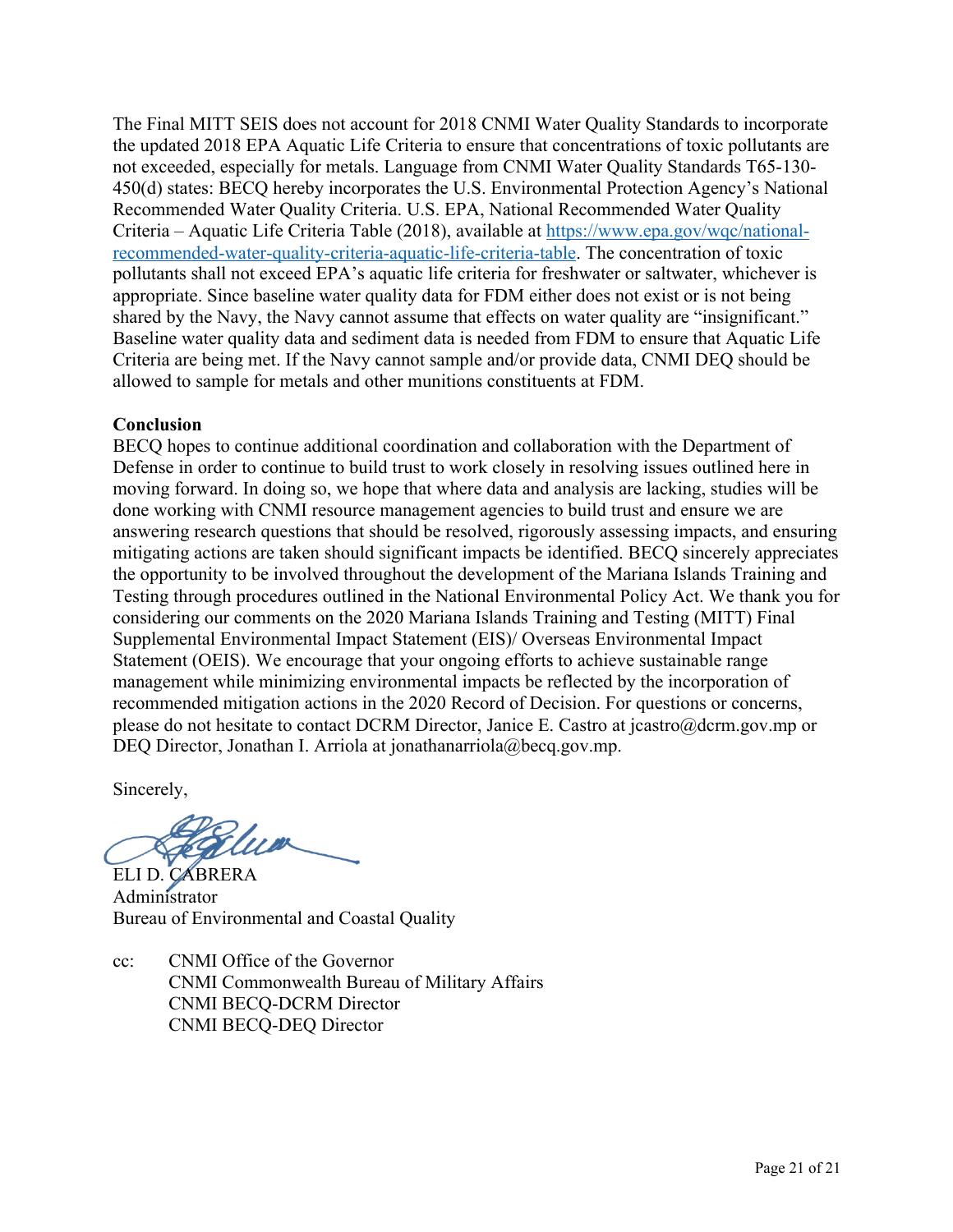The Final MITT SEIS does not account for 2018 CNMI Water Quality Standards to incorporate the updated 2018 EPA Aquatic Life Criteria to ensure that concentrations of toxic pollutants are not exceeded, especially for metals. Language from CNMI Water Quality Standards T65-130-450(d) states: BECQ hereby incorporates the U.S. Environmental Protection Agency's National Recommended Water Quality Criteria. U.S. EPA, National Recommended Water Quality Criteria – Aquatic Life Criteria Table (2018), available at [https://www.epa.gov/wqc/national-recommended-water-quality-criteria-aquatic-life-criteria-table](https://www.epa.gov/wqc/national-recommended-water-quality-criteria-aquatic-life-criteria-table). The concentration of toxic pollutants shall not exceed EPA's aquatic life criteria for freshwater or saltwater, whichever is appropriate. Since baseline water quality data for FDM either does not exist or is not being shared by the Navy, the Navy cannot assume that effects on water quality are "insignificant." Baseline water quality data and sediment data is needed from FDM to ensure that Aquatic Life Criteria are being met. If the Navy cannot sample and/or provide data, CNMI DEQ should be allowed to sample for metals and other munitions constituents at FDM.

**Conclusion**

BECQ hopes to continue additional coordination and collaboration with the Department of Defense in order to continue to build trust to work closely in resolving issues outlined here in moving forward. In doing so, we hope that where data and analysis are lacking, studies will be done working with CNMI resource management agencies to build trust and ensure we are answering research questions that should be resolved, rigorously assessing impacts, and ensuring mitigating actions are taken should significant impacts be identified. BECQ sincerely appreciates the opportunity to be involved throughout the development of the Mariana Islands Training and Testing through procedures outlined in the National Environmental Policy Act. We thank you for considering our comments on the 2020 Mariana Islands Training and Testing (MITT) Final Supplemental Environmental Impact Statement (EIS)/ Overseas Environmental Impact Statement (OEIS). We encourage that your ongoing efforts to achieve sustainable range management while minimizing environmental impacts be reflected by the incorporation of recommended mitigation actions in the 2020 Record of Decision. For questions or concerns, please do not hesitate to contact DCRM Director, Janice E. Castro at jcastro@dcrm.gov.mp or DEQ Director, Jonathan I. Arriola at jonathanarriola@becq.gov.mp.

Sincerely,

ELI D. CABRERA
Administrator
Bureau of Environmental and Coastal Quality

cc: CNMI Office of the Governor
CNMI Commonwealth Bureau of Military Affairs
CNMI BECQ-DCRM Director
CNMI BECQ-DEQ Director